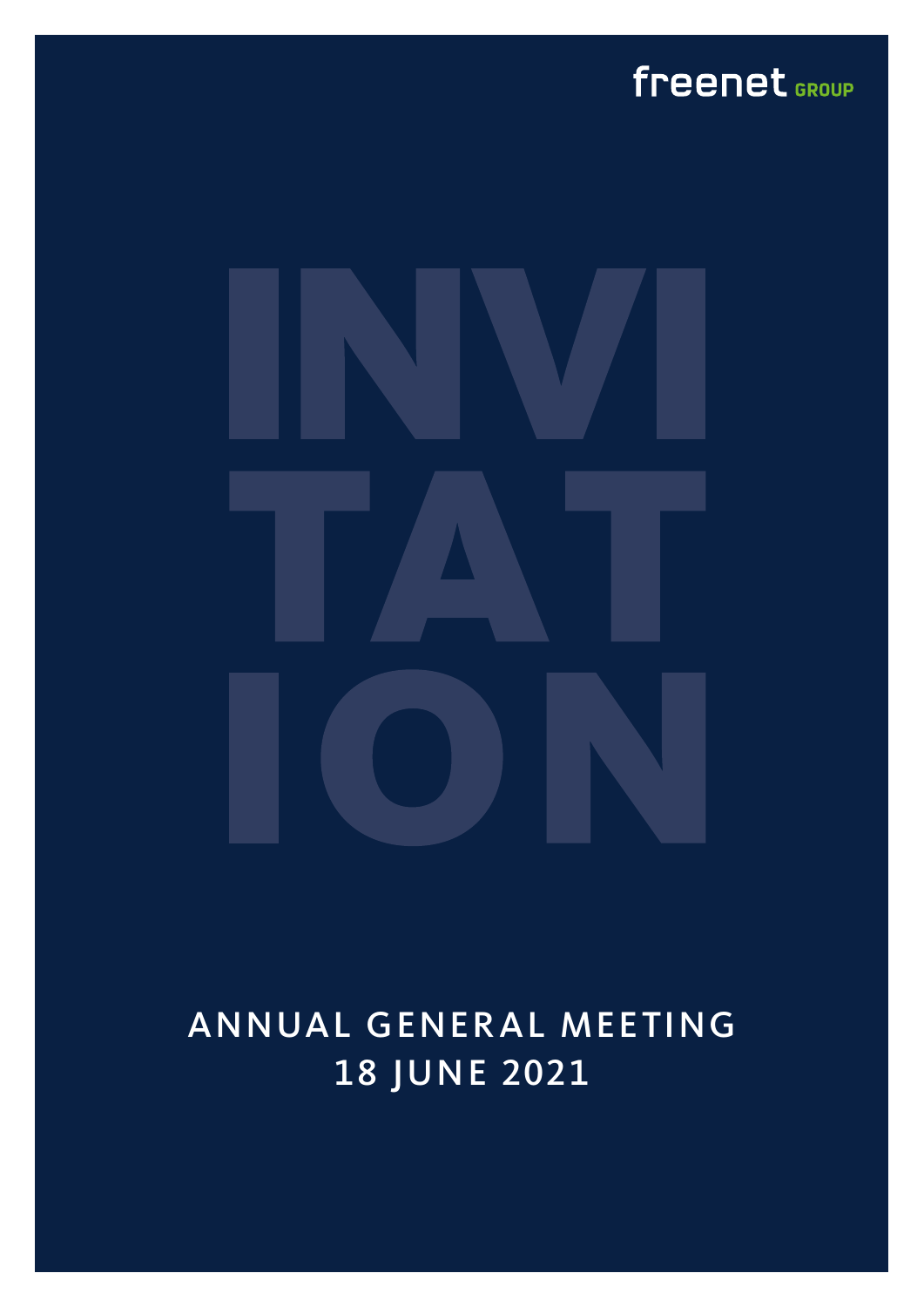freenet GROUP

# INVITATION

## ANNUAL GENERAL MEETING
## 18 JUNE 2021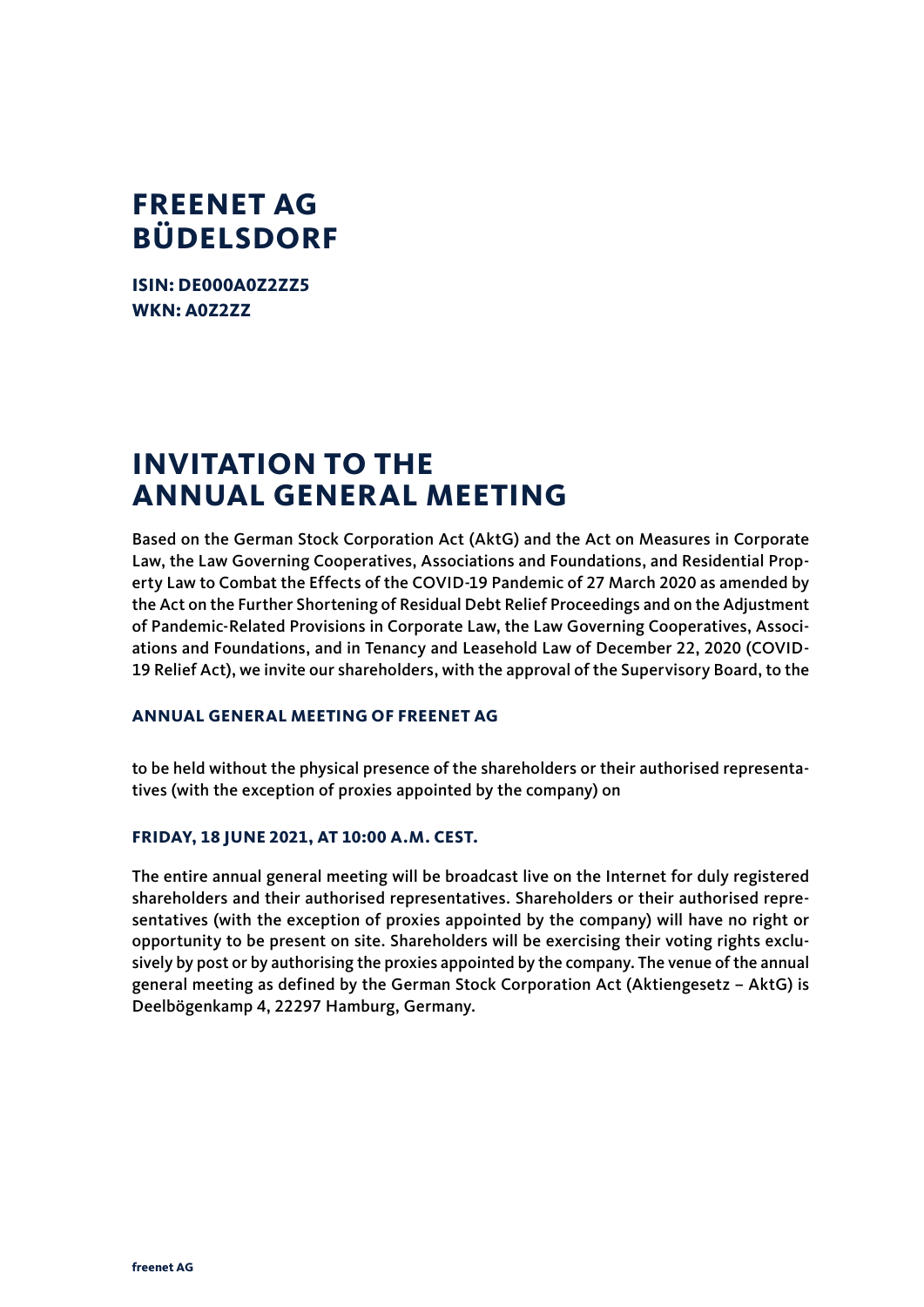# FREENET AG
# BÜDELSDORF

**ISIN: DE000A0Z2ZZ5**
**WKN: A0Z2ZZ**

# INVITATION TO THE ANNUAL GENERAL MEETING

**Based on the German Stock Corporation Act (AktG) and the Act on Measures in Corporate Law, the Law Governing Cooperatives, Associations and Foundations, and Residential Property Law to Combat the Effects of the COVID-19 Pandemic of 27 March 2020 as amended by the Act on the Further Shortening of Residual Debt Relief Proceedings and on the Adjustment of Pandemic-Related Provisions in Corporate Law, the Law Governing Cooperatives, Associations and Foundations, and in Tenancy and Leasehold Law of December 22, 2020 (COVID-19 Relief Act), we invite our shareholders, with the approval of the Supervisory Board, to the**

### ANNUAL GENERAL MEETING OF FREENET AG

**to be held without the physical presence of the shareholders or their authorised representatives (with the exception of proxies appointed by the company) on**

### FRIDAY, 18 JUNE 2021, AT 10:00 A.M. CEST.

**The entire annual general meeting will be broadcast live on the Internet for duly registered shareholders and their authorised representatives. Shareholders or their authorised representatives (with the exception of proxies appointed by the company) will have no right or opportunity to be present on site. Shareholders will be exercising their voting rights exclusively by post or by authorising the proxies appointed by the company. The venue of the annual general meeting as defined by the German Stock Corporation Act (Aktiengesetz – AktG) is Deelbögenkamp 4, 22297 Hamburg, Germany.**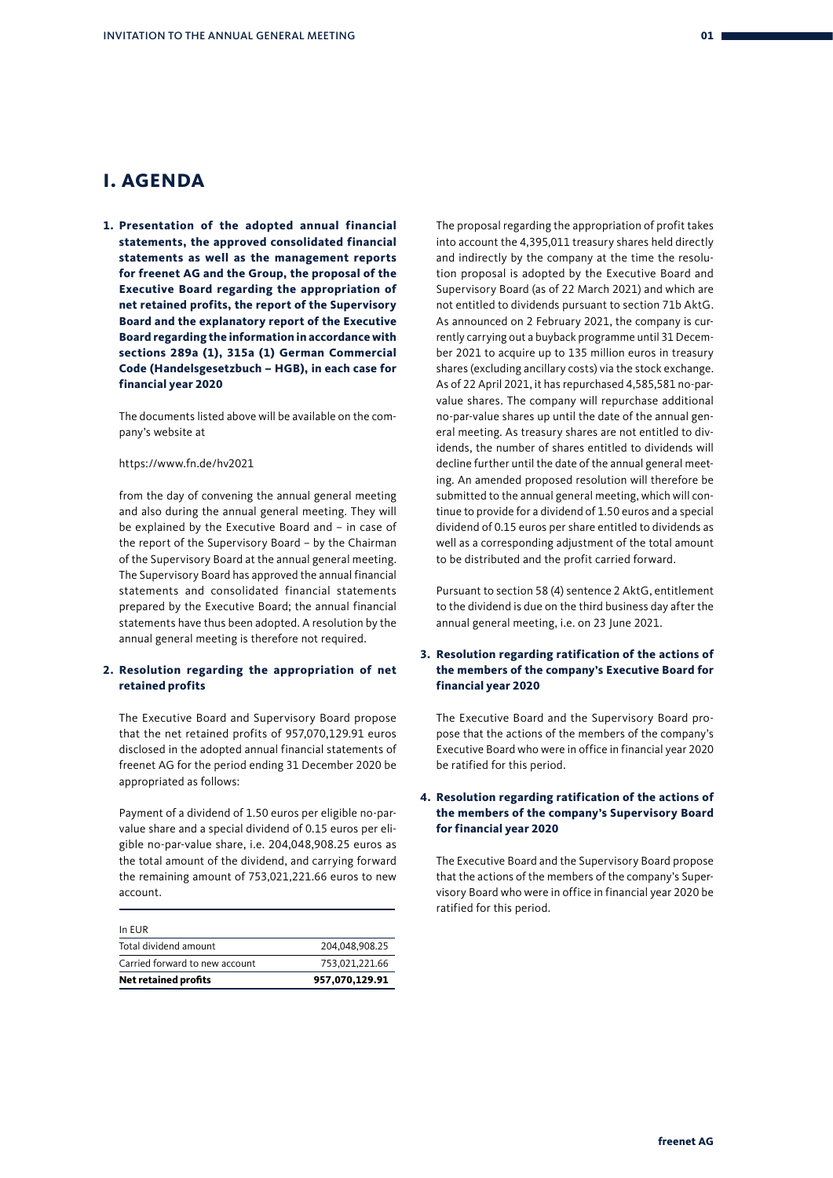## I. AGENDA

**1. Presentation of the adopted annual financial statements, the approved consolidated financial statements as well as the management reports for freenet AG and the Group, the proposal of the Executive Board regarding the appropriation of net retained profits, the report of the Supervisory Board and the explanatory report of the Executive Board regarding the information in accordance with sections 289a (1), 315a (1) German Commercial Code (Handelsgesetzbuch – HGB), in each case for financial year 2020**

The documents listed above will be available on the company's website at

https://www.fn.de/hv2021

from the day of convening the annual general meeting and also during the annual general meeting. They will be explained by the Executive Board and – in case of the report of the Supervisory Board – by the Chairman of the Supervisory Board at the annual general meeting. The Supervisory Board has approved the annual financial statements and consolidated financial statements prepared by the Executive Board; the annual financial statements have thus been adopted. A resolution by the annual general meeting is therefore not required.

**2. Resolution regarding the appropriation of net retained profits**

The Executive Board and Supervisory Board propose that the net retained profits of 957,070,129.91 euros disclosed in the adopted annual financial statements of freenet AG for the period ending 31 December 2020 be appropriated as follows:

Payment of a dividend of 1.50 euros per eligible no-par-value share and a special dividend of 0.15 euros per eligible no-par-value share, i.e. 204,048,908.25 euros as the total amount of the dividend, and carrying forward the remaining amount of 753,021,221.66 euros to new account.

| In EUR | |
|---|---|
| Total dividend amount | 204,048,908.25 |
| Carried forward to new account | 753,021,221.66 |
| **Net retained profits** | **957,070,129.91** |

The proposal regarding the appropriation of profit takes into account the 4,395,011 treasury shares held directly and indirectly by the company at the time the resolution proposal is adopted by the Executive Board and Supervisory Board (as of 22 March 2021) and which are not entitled to dividends pursuant to section 71b AktG. As announced on 2 February 2021, the company is currently carrying out a buyback programme until 31 December 2021 to acquire up to 135 million euros in treasury shares (excluding ancillary costs) via the stock exchange. As of 22 April 2021, it has repurchased 4,585,581 no-par-value shares. The company will repurchase additional no-par-value shares up until the date of the annual general meeting. As treasury shares are not entitled to dividends, the number of shares entitled to dividends will decline further until the date of the annual general meeting. An amended proposed resolution will therefore be submitted to the annual general meeting, which will continue to provide for a dividend of 1.50 euros and a special dividend of 0.15 euros per share entitled to dividends as well as a corresponding adjustment of the total amount to be distributed and the profit carried forward.

Pursuant to section 58 (4) sentence 2 AktG, entitlement to the dividend is due on the third business day after the annual general meeting, i.e. on 23 June 2021.

**3. Resolution regarding ratification of the actions of the members of the company's Executive Board for financial year 2020**

The Executive Board and the Supervisory Board propose that the actions of the members of the company's Executive Board who were in office in financial year 2020 be ratified for this period.

**4. Resolution regarding ratification of the actions of the members of the company's Supervisory Board for financial year 2020**

The Executive Board and the Supervisory Board propose that the actions of the members of the company's Supervisory Board who were in office in financial year 2020 be ratified for this period.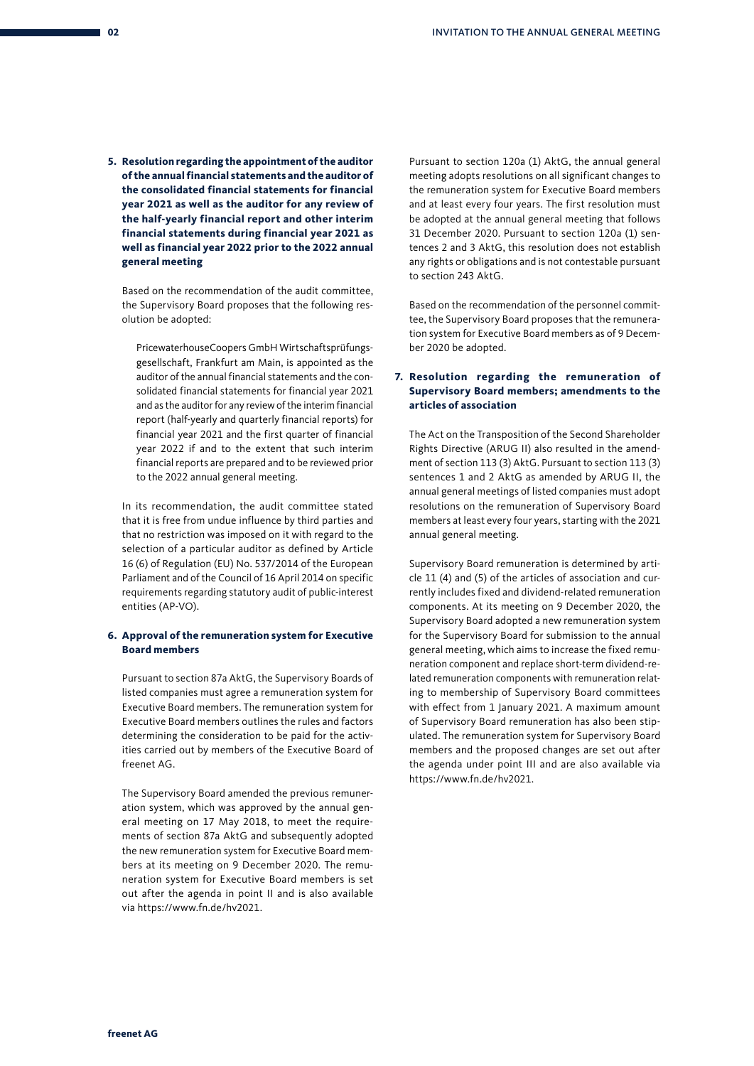**5. Resolution regarding the appointment of the auditor of the annual financial statements and the auditor of the consolidated financial statements for financial year 2021 as well as the auditor for any review of the half-yearly financial report and other interim financial statements during financial year 2021 as well as financial year 2022 prior to the 2022 annual general meeting**

Based on the recommendation of the audit committee, the Supervisory Board proposes that the following resolution be adopted:

> PricewaterhouseCoopers GmbH Wirtschaftsprüfungsgesellschaft, Frankfurt am Main, is appointed as the auditor of the annual financial statements and the consolidated financial statements for financial year 2021 and as the auditor for any review of the interim financial report (half-yearly and quarterly financial reports) for financial year 2021 and the first quarter of financial year 2022 if and to the extent that such interim financial reports are prepared and to be reviewed prior to the 2022 annual general meeting.

In its recommendation, the audit committee stated that it is free from undue influence by third parties and that no restriction was imposed on it with regard to the selection of a particular auditor as defined by Article 16 (6) of Regulation (EU) No. 537/2014 of the European Parliament and of the Council of 16 April 2014 on specific requirements regarding statutory audit of public-interest entities (AP-VO).

**6. Approval of the remuneration system for Executive Board members**

Pursuant to section 87a AktG, the Supervisory Boards of listed companies must agree a remuneration system for Executive Board members. The remuneration system for Executive Board members outlines the rules and factors determining the consideration to be paid for the activities carried out by members of the Executive Board of freenet AG.

The Supervisory Board amended the previous remuneration system, which was approved by the annual general meeting on 17 May 2018, to meet the requirements of section 87a AktG and subsequently adopted the new remuneration system for Executive Board members at its meeting on 9 December 2020. The remuneration system for Executive Board members is set out after the agenda in point II and is also available via https://www.fn.de/hv2021.

Pursuant to section 120a (1) AktG, the annual general meeting adopts resolutions on all significant changes to the remuneration system for Executive Board members and at least every four years. The first resolution must be adopted at the annual general meeting that follows 31 December 2020. Pursuant to section 120a (1) sentences 2 and 3 AktG, this resolution does not establish any rights or obligations and is not contestable pursuant to section 243 AktG.

Based on the recommendation of the personnel committee, the Supervisory Board proposes that the remuneration system for Executive Board members as of 9 December 2020 be adopted.

**7. Resolution regarding the remuneration of Supervisory Board members; amendments to the articles of association**

The Act on the Transposition of the Second Shareholder Rights Directive (ARUG II) also resulted in the amendment of section 113 (3) AktG. Pursuant to section 113 (3) sentences 1 and 2 AktG as amended by ARUG II, the annual general meetings of listed companies must adopt resolutions on the remuneration of Supervisory Board members at least every four years, starting with the 2021 annual general meeting.

Supervisory Board remuneration is determined by article 11 (4) and (5) of the articles of association and currently includes fixed and dividend-related remuneration components. At its meeting on 9 December 2020, the Supervisory Board adopted a new remuneration system for the Supervisory Board for submission to the annual general meeting, which aims to increase the fixed remuneration component and replace short-term dividend-related remuneration components with remuneration relating to membership of Supervisory Board committees with effect from 1 January 2021. A maximum amount of Supervisory Board remuneration has also been stipulated. The remuneration system for Supervisory Board members and the proposed changes are set out after the agenda under point III and are also available via https://www.fn.de/hv2021.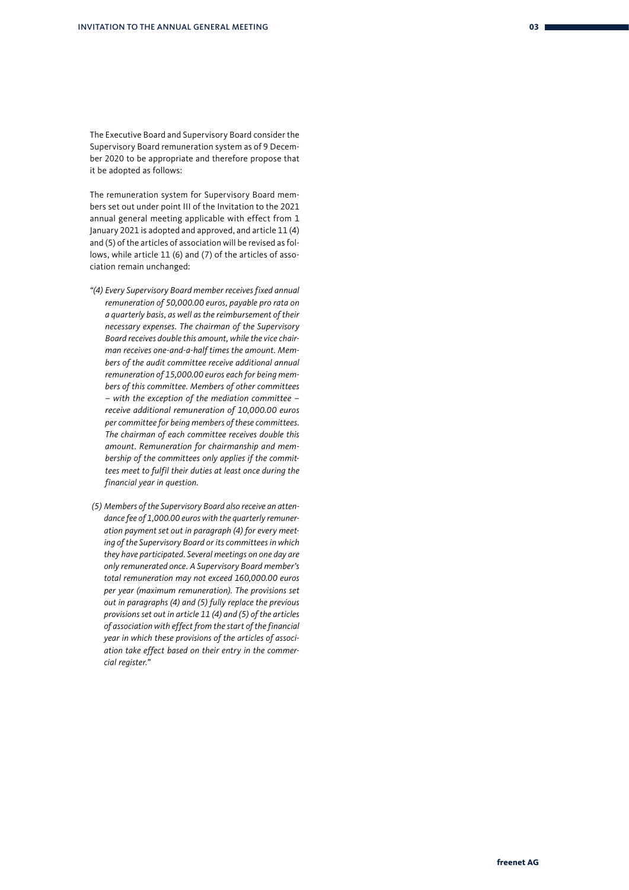The Executive Board and Supervisory Board consider the Supervisory Board remuneration system as of 9 December 2020 to be appropriate and therefore propose that it be adopted as follows:

The remuneration system for Supervisory Board members set out under point III of the Invitation to the 2021 annual general meeting applicable with effect from 1 January 2021 is adopted and approved, and article 11 (4) and (5) of the articles of association will be revised as follows, while article 11 (6) and (7) of the articles of association remain unchanged:

*"(4) Every Supervisory Board member receives fixed annual remuneration of 50,000.00 euros, payable pro rata on a quarterly basis, as well as the reimbursement of their necessary expenses. The chairman of the Supervisory Board receives double this amount, while the vice chairman receives one-and-a-half times the amount. Members of the audit committee receive additional annual remuneration of 15,000.00 euros each for being members of this committee. Members of other committees – with the exception of the mediation committee – receive additional remuneration of 10,000.00 euros per committee for being members of these committees. The chairman of each committee receives double this amount. Remuneration for chairmanship and membership of the committees only applies if the committees meet to fulfil their duties at least once during the financial year in question.*

*(5) Members of the Supervisory Board also receive an attendance fee of 1,000.00 euros with the quarterly remuneration payment set out in paragraph (4) for every meeting of the Supervisory Board or its committees in which they have participated. Several meetings on one day are only remunerated once. A Supervisory Board member's total remuneration may not exceed 160,000.00 euros per year (maximum remuneration). The provisions set out in paragraphs (4) and (5) fully replace the previous provisions set out in article 11 (4) and (5) of the articles of association with effect from the start of the financial year in which these provisions of the articles of association take effect based on their entry in the commercial register."*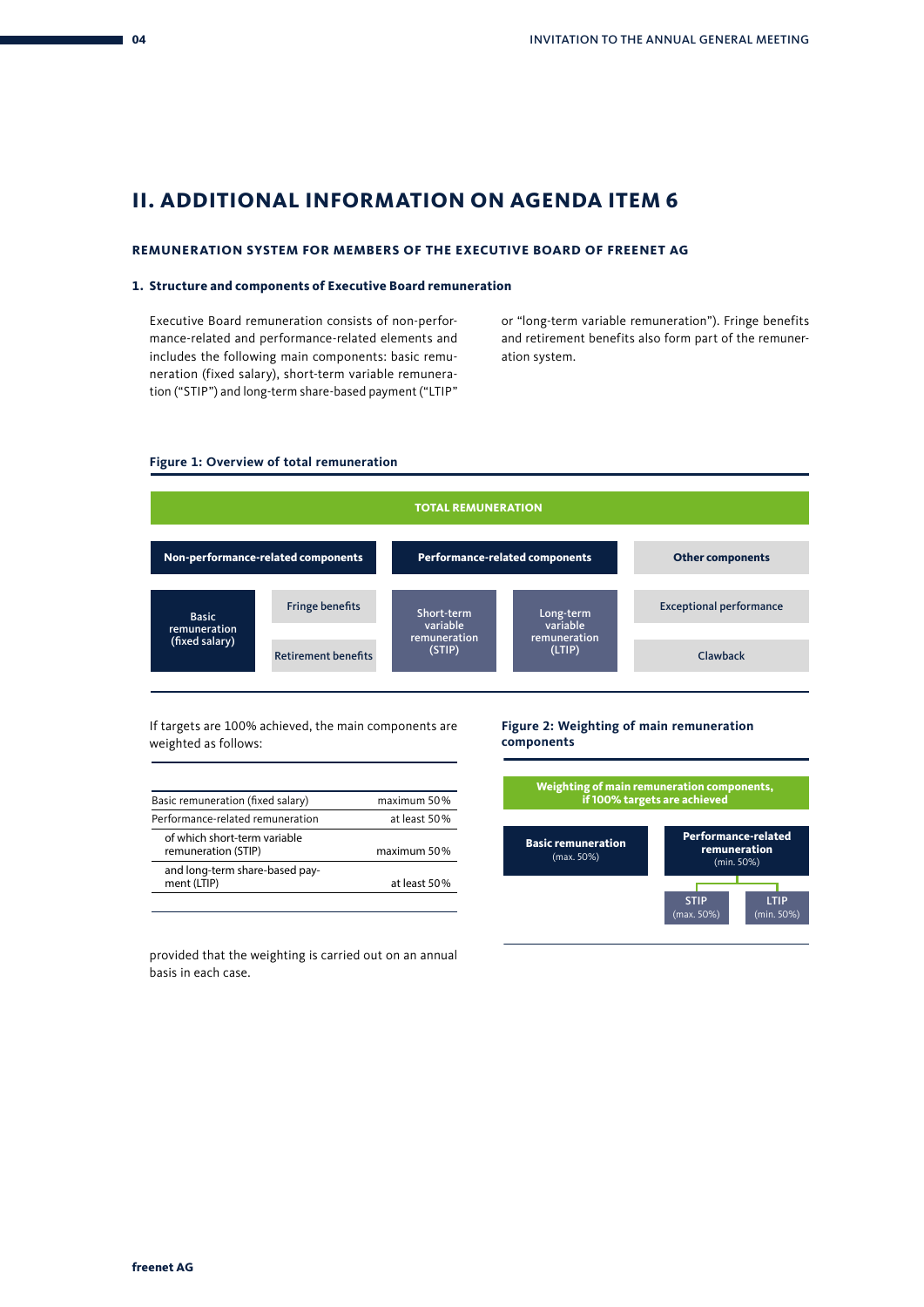## II. ADDITIONAL INFORMATION ON AGENDA ITEM 6

### REMUNERATION SYSTEM FOR MEMBERS OF THE EXECUTIVE BOARD OF FREENET AG

#### 1. Structure and components of Executive Board remuneration

Executive Board remuneration consists of non-performance-related and performance-related elements and includes the following main components: basic remuneration (fixed salary), short-term variable remuneration ("STIP") and long-term share-based payment ("LTIP" or "long-term variable remuneration"). Fringe benefits and retirement benefits also form part of the remuneration system.

**Figure 1: Overview of total remuneration**

**TOTAL REMUNERATION**

| Non-performance-related components | | Performance-related components | | Other components |
|---|---|---|---|---|
| Basic remuneration (fixed salary) | Fringe benefits | Short-term variable remuneration (STIP) | Long-term variable remuneration (LTIP) | Exceptional performance |
| | Retirement benefits | | | Clawback |

If targets are 100% achieved, the main components are weighted as follows:

| | |
|---|---|
| Basic remuneration (fixed salary) | maximum 50% |
| Performance-related remuneration | at least 50% |
| of which short-term variable remuneration (STIP) | maximum 50% |
| and long-term share-based payment (LTIP) | at least 50% |

provided that the weighting is carried out on an annual basis in each case.

**Figure 2: Weighting of main remuneration components**

**Weighting of main remuneration components, if 100% targets are achieved**

- **Basic remuneration** (max. 50%)
- **Performance-related remuneration** (min. 50%)
  - STIP (max. 50%)
  - LTIP (min. 50%)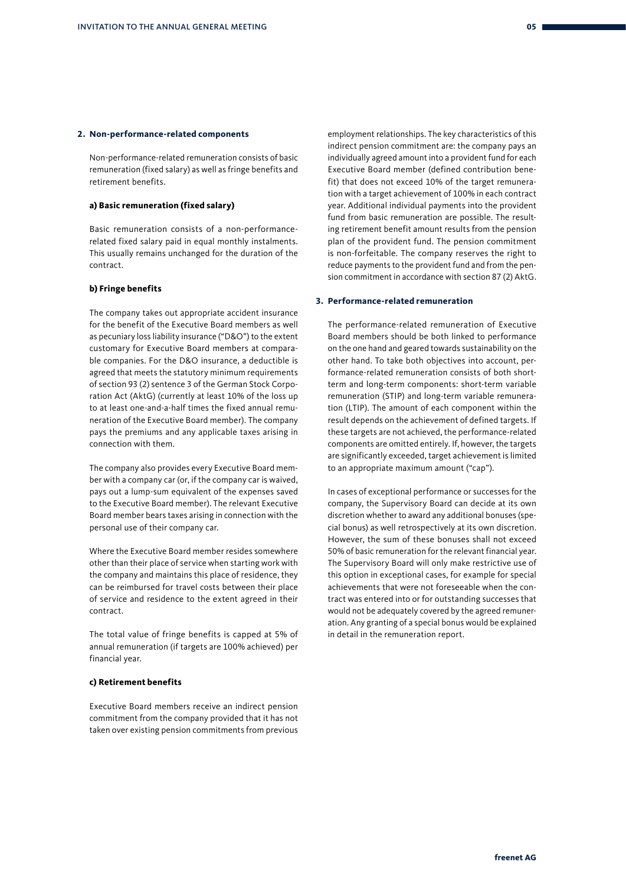## 2. Non-performance-related components

Non-performance-related remuneration consists of basic remuneration (fixed salary) as well as fringe benefits and retirement benefits.

### a) Basic remuneration (fixed salary)

Basic remuneration consists of a non-performance-related fixed salary paid in equal monthly instalments. This usually remains unchanged for the duration of the contract.

### b) Fringe benefits

The company takes out appropriate accident insurance for the benefit of the Executive Board members as well as pecuniary loss liability insurance ("D&O") to the extent customary for Executive Board members at comparable companies. For the D&O insurance, a deductible is agreed that meets the statutory minimum requirements of section 93 (2) sentence 3 of the German Stock Corporation Act (AktG) (currently at least 10% of the loss up to at least one-and-a-half times the fixed annual remuneration of the Executive Board member). The company pays the premiums and any applicable taxes arising in connection with them.

The company also provides every Executive Board member with a company car (or, if the company car is waived, pays out a lump-sum equivalent of the expenses saved to the Executive Board member). The relevant Executive Board member bears taxes arising in connection with the personal use of their company car.

Where the Executive Board member resides somewhere other than their place of service when starting work with the company and maintains this place of residence, they can be reimbursed for travel costs between their place of service and residence to the extent agreed in their contract.

The total value of fringe benefits is capped at 5% of annual remuneration (if targets are 100% achieved) per financial year.

### c) Retirement benefits

Executive Board members receive an indirect pension commitment from the company provided that it has not taken over existing pension commitments from previous employment relationships. The key characteristics of this indirect pension commitment are: the company pays an individually agreed amount into a provident fund for each Executive Board member (defined contribution benefit) that does not exceed 10% of the target remuneration with a target achievement of 100% in each contract year. Additional individual payments into the provident fund from basic remuneration are possible. The resulting retirement benefit amount results from the pension plan of the provident fund. The pension commitment is non-forfeitable. The company reserves the right to reduce payments to the provident fund and from the pension commitment in accordance with section 87 (2) AktG.

## 3. Performance-related remuneration

The performance-related remuneration of Executive Board members should be both linked to performance on the one hand and geared towards sustainability on the other hand. To take both objectives into account, performance-related remuneration consists of both short-term and long-term components: short-term variable remuneration (STIP) and long-term variable remuneration (LTIP). The amount of each component within the result depends on the achievement of defined targets. If these targets are not achieved, the performance-related components are omitted entirely. If, however, the targets are significantly exceeded, target achievement is limited to an appropriate maximum amount ("cap").

In cases of exceptional performance or successes for the company, the Supervisory Board can decide at its own discretion whether to award any additional bonuses (special bonus) as well retrospectively at its own discretion. However, the sum of these bonuses shall not exceed 50% of basic remuneration for the relevant financial year. The Supervisory Board will only make restrictive use of this option in exceptional cases, for example for special achievements that were not foreseeable when the contract was entered into or for outstanding successes that would not be adequately covered by the agreed remuneration. Any granting of a special bonus would be explained in detail in the remuneration report.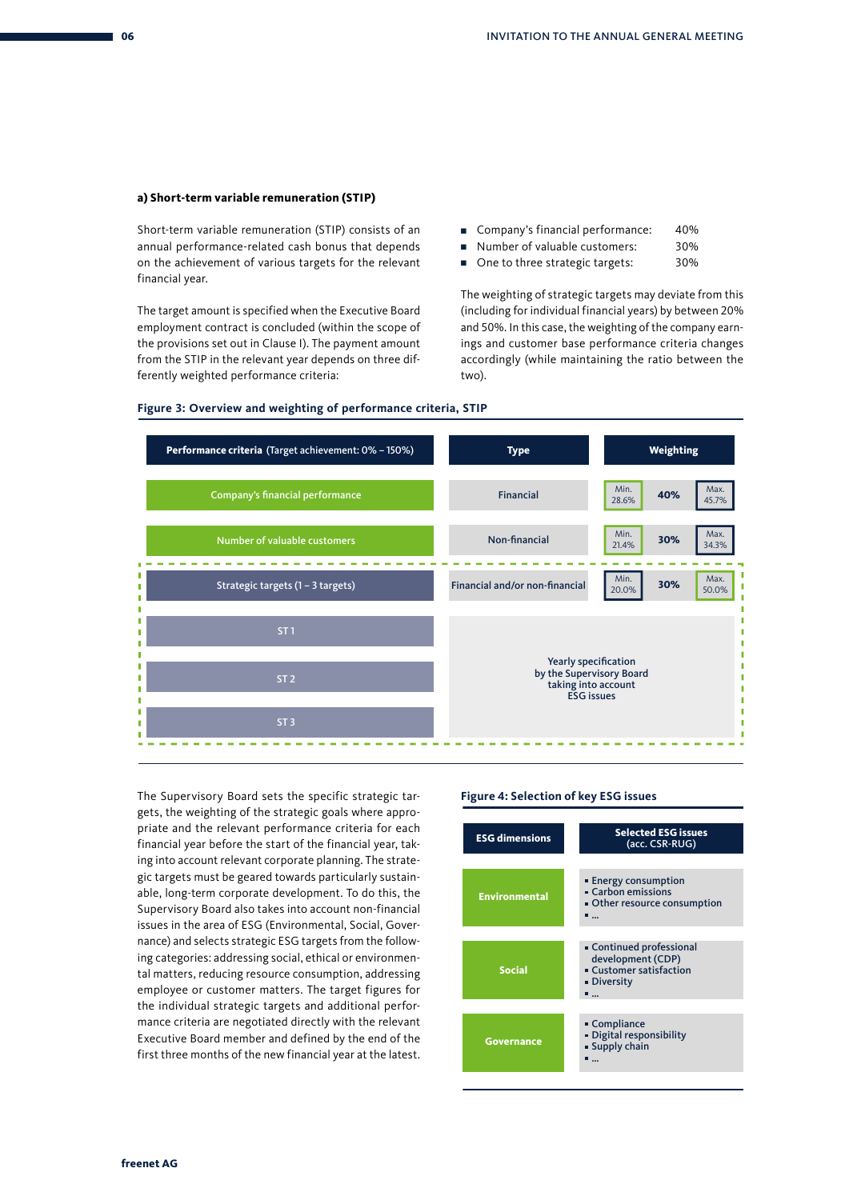### a) Short-term variable remuneration (STIP)

Short-term variable remuneration (STIP) consists of an annual performance-related cash bonus that depends on the achievement of various targets for the relevant financial year.

The target amount is specified when the Executive Board employment contract is concluded (within the scope of the provisions set out in Clause I). The payment amount from the STIP in the relevant year depends on three differently weighted performance criteria:

- Company's financial performance: 40%
- Number of valuable customers: 30%
- One to three strategic targets: 30%

The weighting of strategic targets may deviate from this (including for individual financial years) by between 20% and 50%. In this case, the weighting of the company earnings and customer base performance criteria changes accordingly (while maintaining the ratio between the two).

**Figure 3: Overview and weighting of performance criteria, STIP**

| Performance criteria (Target achievement: 0% – 150%) | Type | Weighting | | |
|---|---|---|---|---|
| Company's financial performance | Financial | Min. 28.6% | 40% | Max. 45.7% |
| Number of valuable customers | Non-financial | Min. 21.4% | 30% | Max. 34.3% |
| Strategic targets (1 – 3 targets) | Financial and/or non-financial | Min. 20.0% | 30% | Max. 50.0% |
| ST 1 | Yearly specification by the Supervisory Board taking into account ESG issues | | | |
| ST 2 | | | | |
| ST 3 | | | | |

The Supervisory Board sets the specific strategic targets, the weighting of the strategic goals where appropriate and the relevant performance criteria for each financial year before the start of the financial year, taking into account relevant corporate planning. The strategic targets must be geared towards particularly sustainable, long-term corporate development. To do this, the Supervisory Board also takes into account non-financial issues in the area of ESG (Environmental, Social, Governance) and selects strategic ESG targets from the following categories: addressing social, ethical or environmental matters, reducing resource consumption, addressing employee or customer matters. The target figures for the individual strategic targets and additional performance criteria are negotiated directly with the relevant Executive Board member and defined by the end of the first three months of the new financial year at the latest.

**Figure 4: Selection of key ESG issues**

| ESG dimensions | Selected ESG issues (acc. CSR-RUG) |
|---|---|
| Environmental | ▪ Energy consumption<br>▪ Carbon emissions<br>▪ Other resource consumption<br>▪ ... |
| Social | ▪ Continued professional development (CDP)<br>▪ Customer satisfaction<br>▪ Diversity<br>▪ ... |
| Governance | ▪ Compliance<br>▪ Digital responsibility<br>▪ Supply chain<br>▪ ... |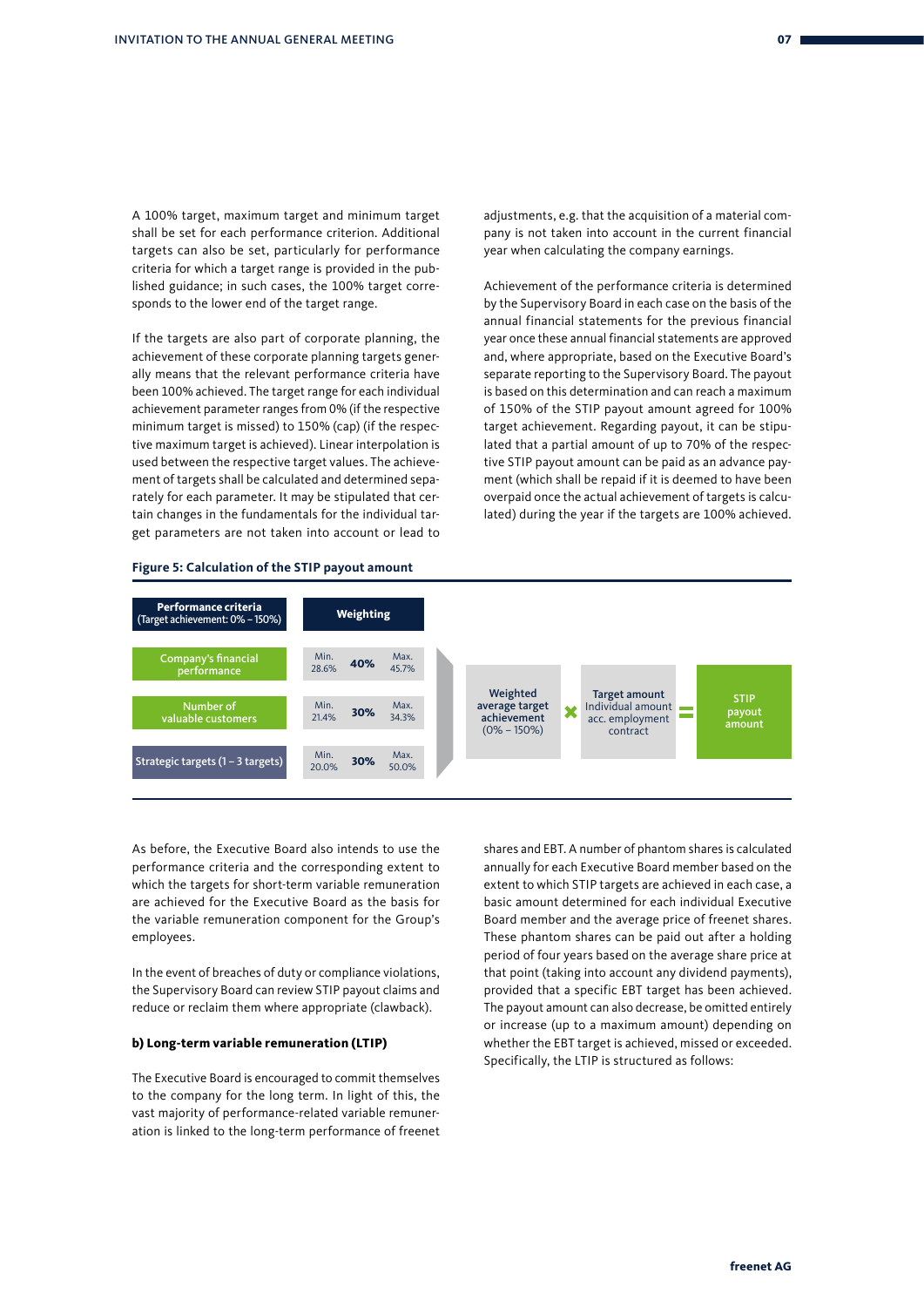A 100% target, maximum target and minimum target shall be set for each performance criterion. Additional targets can also be set, particularly for performance criteria for which a target range is provided in the published guidance; in such cases, the 100% target corresponds to the lower end of the target range.

If the targets are also part of corporate planning, the achievement of these corporate planning targets generally means that the relevant performance criteria have been 100% achieved. The target range for each individual achievement parameter ranges from 0% (if the respective minimum target is missed) to 150% (cap) (if the respective maximum target is achieved). Linear interpolation is used between the respective target values. The achievement of targets shall be calculated and determined separately for each parameter. It may be stipulated that certain changes in the fundamentals for the individual target parameters are not taken into account or lead to adjustments, e.g. that the acquisition of a material company is not taken into account in the current financial year when calculating the company earnings.

Achievement of the performance criteria is determined by the Supervisory Board in each case on the basis of the annual financial statements for the previous financial year once these annual financial statements are approved and, where appropriate, based on the Executive Board's separate reporting to the Supervisory Board. The payout is based on this determination and can reach a maximum of 150% of the STIP payout amount agreed for 100% target achievement. Regarding payout, it can be stipulated that a partial amount of up to 70% of the respective STIP payout amount can be paid as an advance payment (which shall be repaid if it is deemed to have been overpaid once the actual achievement of targets is calculated) during the year if the targets are 100% achieved.

**Figure 5: Calculation of the STIP payout amount**

| Performance criteria (Target achievement: 0% – 150%) | Weighting | | |
|---|---|---|---|
| Company's financial performance | Min. 28.6% | 40% | Max. 45.7% |
| Number of valuable customers | Min. 21.4% | 30% | Max. 34.3% |
| Strategic targets (1 – 3 targets) | Min. 20.0% | 30% | Max. 50.0% |

Weighted average target achievement (0% – 150%) × Target amount Individual amount acc. employment contract = STIP payout amount

As before, the Executive Board also intends to use the performance criteria and the corresponding extent to which the targets for short-term variable remuneration are achieved for the Executive Board as the basis for the variable remuneration component for the Group's employees.

In the event of breaches of duty or compliance violations, the Supervisory Board can review STIP payout claims and reduce or reclaim them where appropriate (clawback).

**b) Long-term variable remuneration (LTIP)**

The Executive Board is encouraged to commit themselves to the company for the long term. In light of this, the vast majority of performance-related variable remuneration is linked to the long-term performance of freenet shares and EBT. A number of phantom shares is calculated annually for each Executive Board member based on the extent to which STIP targets are achieved in each case, a basic amount determined for each individual Executive Board member and the average price of freenet shares. These phantom shares can be paid out after a holding period of four years based on the average share price at that point (taking into account any dividend payments), provided that a specific EBT target has been achieved. The payout amount can also decrease, be omitted entirely or increase (up to a maximum amount) depending on whether the EBT target is achieved, missed or exceeded. Specifically, the LTIP is structured as follows: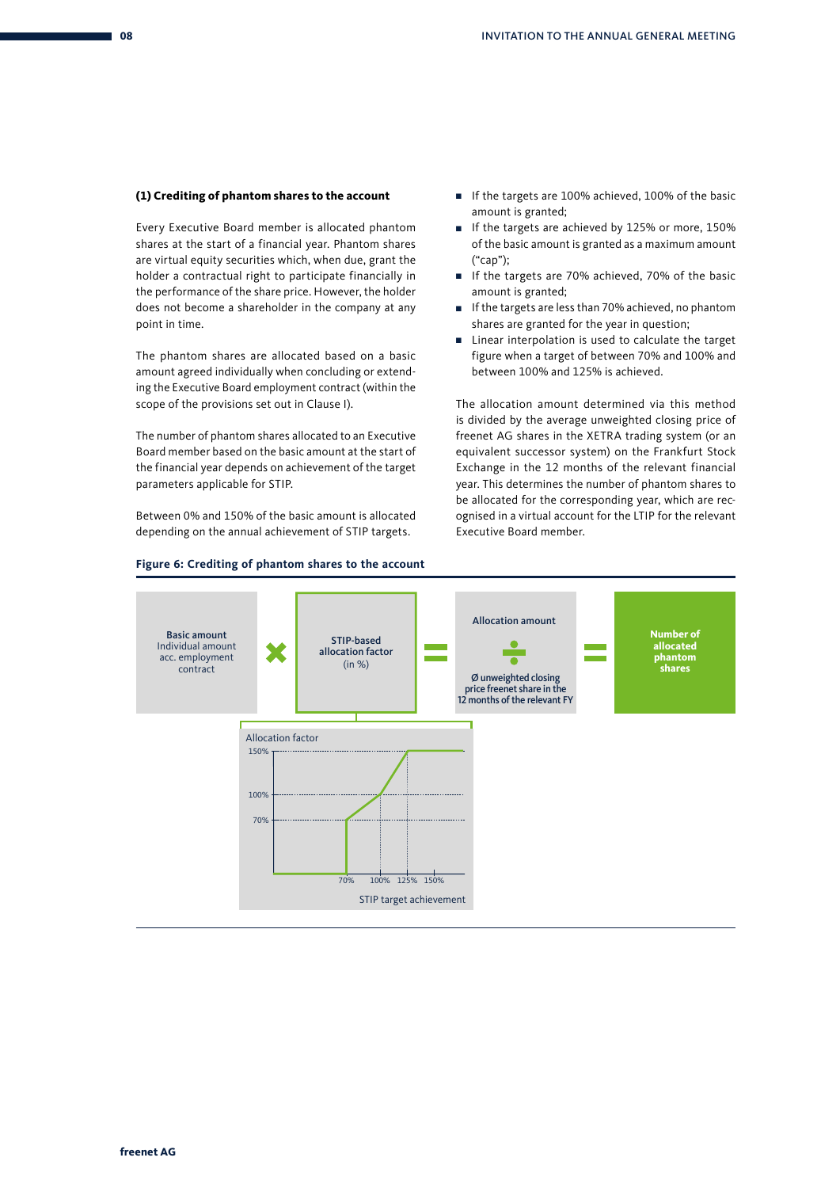### (1) Crediting of phantom shares to the account

Every Executive Board member is allocated phantom shares at the start of a financial year. Phantom shares are virtual equity securities which, when due, grant the holder a contractual right to participate financially in the performance of the share price. However, the holder does not become a shareholder in the company at any point in time.

The phantom shares are allocated based on a basic amount agreed individually when concluding or extending the Executive Board employment contract (within the scope of the provisions set out in Clause I).

The number of phantom shares allocated to an Executive Board member based on the basic amount at the start of the financial year depends on achievement of the target parameters applicable for STIP.

Between 0% and 150% of the basic amount is allocated depending on the annual achievement of STIP targets.

- If the targets are 100% achieved, 100% of the basic amount is granted;
- If the targets are achieved by 125% or more, 150% of the basic amount is granted as a maximum amount ("cap");
- If the targets are 70% achieved, 70% of the basic amount is granted;
- If the targets are less than 70% achieved, no phantom shares are granted for the year in question;
- Linear interpolation is used to calculate the target figure when a target of between 70% and 100% and between 100% and 125% is achieved.

The allocation amount determined via this method is divided by the average unweighted closing price of freenet AG shares in the XETRA trading system (or an equivalent successor system) on the Frankfurt Stock Exchange in the 12 months of the relevant financial year. This determines the number of phantom shares to be allocated for the corresponding year, which are recognised in a virtual account for the LTIP for the relevant Executive Board member.

**Figure 6: Crediting of phantom shares to the account**

**Basic amount** Individual amount acc. employment contract × **STIP-based allocation factor** (in %) = **Allocation amount** ÷ Ø unweighted closing price freenet share in the 12 months of the relevant FY = **Number of allocated phantom shares**

Allocation factor: 150%, 100%, 70%

STIP target achievement: 70%, 100%, 125%, 150%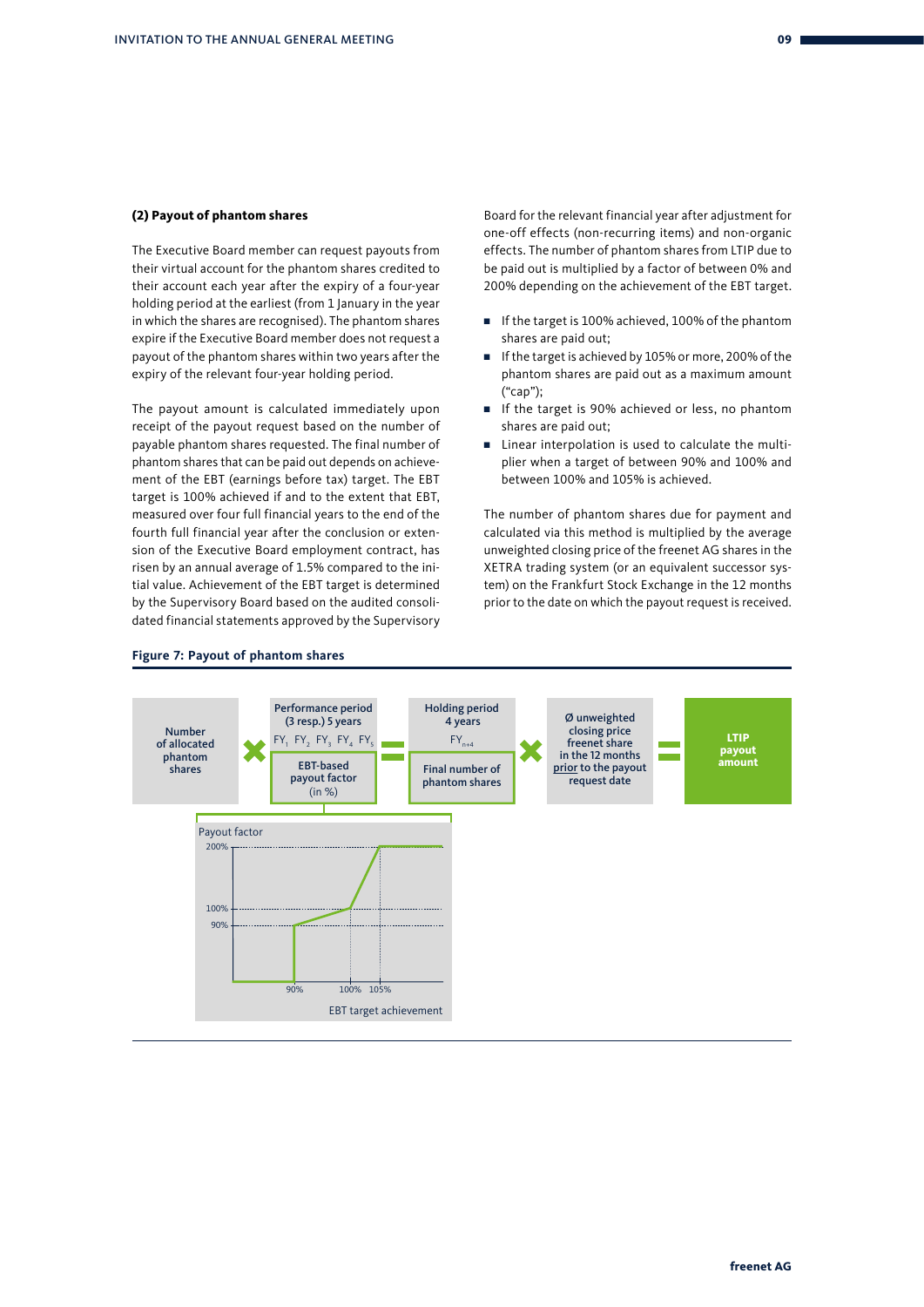### (2) Payout of phantom shares

The Executive Board member can request payouts from their virtual account for the phantom shares credited to their account each year after the expiry of a four-year holding period at the earliest (from 1 January in the year in which the shares are recognised). The phantom shares expire if the Executive Board member does not request a payout of the phantom shares within two years after the expiry of the relevant four-year holding period.

The payout amount is calculated immediately upon receipt of the payout request based on the number of payable phantom shares requested. The final number of phantom shares that can be paid out depends on achievement of the EBT (earnings before tax) target. The EBT target is 100% achieved if and to the extent that EBT, measured over four full financial years to the end of the fourth full financial year after the conclusion or extension of the Executive Board employment contract, has risen by an annual average of 1.5% compared to the initial value. Achievement of the EBT target is determined by the Supervisory Board based on the audited consolidated financial statements approved by the Supervisory Board for the relevant financial year after adjustment for one-off effects (non-recurring items) and non-organic effects. The number of phantom shares from LTIP due to be paid out is multiplied by a factor of between 0% and 200% depending on the achievement of the EBT target.

- If the target is 100% achieved, 100% of the phantom shares are paid out;
- If the target is achieved by 105% or more, 200% of the phantom shares are paid out as a maximum amount ("cap");
- If the target is 90% achieved or less, no phantom shares are paid out;
- Linear interpolation is used to calculate the multiplier when a target of between 90% and 100% and between 100% and 105% is achieved.

The number of phantom shares due for payment and calculated via this method is multiplied by the average unweighted closing price of the freenet AG shares in the XETRA trading system (or an equivalent successor system) on the Frankfurt Stock Exchange in the 12 months prior to the date on which the payout request is received.

**Figure 7: Payout of phantom shares**

Number of allocated phantom shares × Performance period (3 resp.) 5 years ($FY_1$ $FY_2$ $FY_3$ $FY_4$ $FY_5$) EBT-based payout factor (in %) = Holding period 4 years ($FY_{n+4}$) Final number of phantom shares × Ø unweighted closing price freenet share in the 12 months prior to the payout request date = LTIP payout amount

Payout factor (200%, 100%, 90%) — EBT target achievement (90%, 100%, 105%)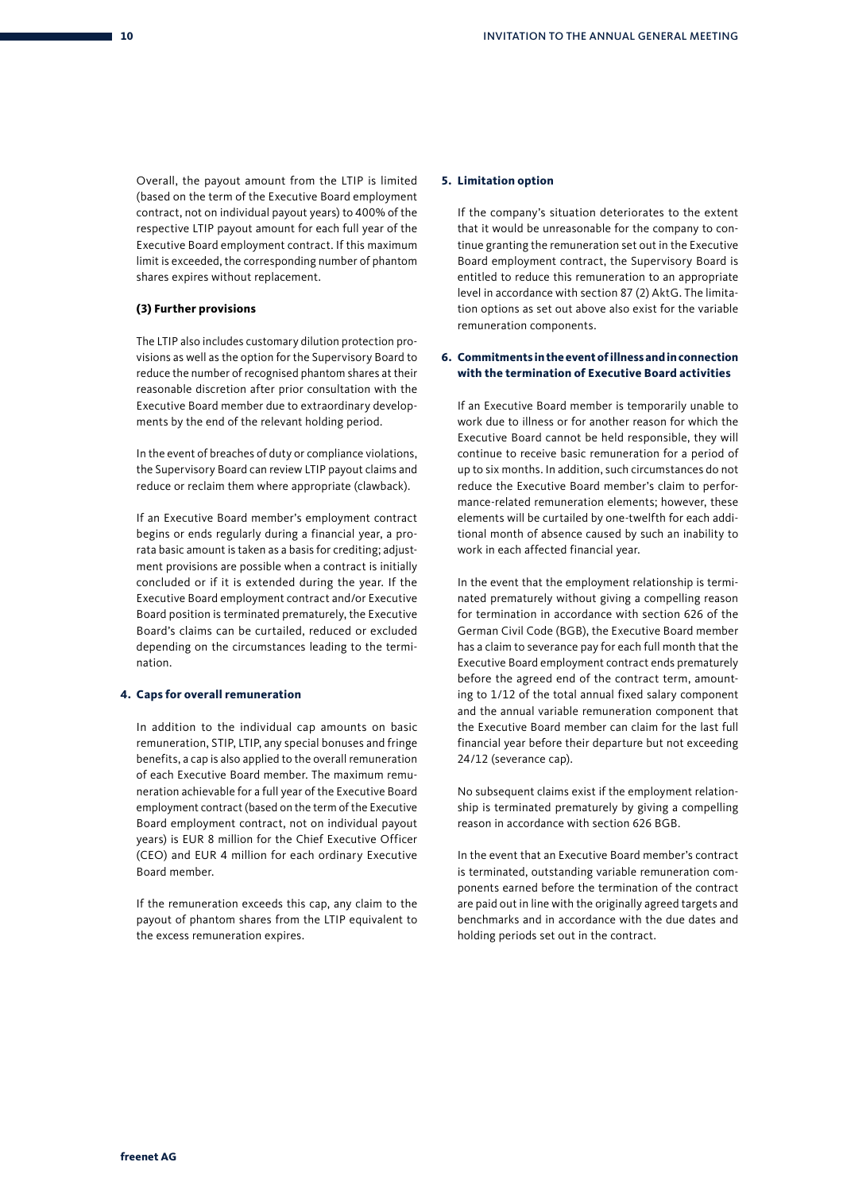Overall, the payout amount from the LTIP is limited (based on the term of the Executive Board employment contract, not on individual payout years) to 400% of the respective LTIP payout amount for each full year of the Executive Board employment contract. If this maximum limit is exceeded, the corresponding number of phantom shares expires without replacement.

#### (3) Further provisions

The LTIP also includes customary dilution protection provisions as well as the option for the Supervisory Board to reduce the number of recognised phantom shares at their reasonable discretion after prior consultation with the Executive Board member due to extraordinary developments by the end of the relevant holding period.

In the event of breaches of duty or compliance violations, the Supervisory Board can review LTIP payout claims and reduce or reclaim them where appropriate (clawback).

If an Executive Board member's employment contract begins or ends regularly during a financial year, a pro-rata basic amount is taken as a basis for crediting; adjustment provisions are possible when a contract is initially concluded or if it is extended during the year. If the Executive Board employment contract and/or Executive Board position is terminated prematurely, the Executive Board's claims can be curtailed, reduced or excluded depending on the circumstances leading to the termination.

### 4. Caps for overall remuneration

In addition to the individual cap amounts on basic remuneration, STIP, LTIP, any special bonuses and fringe benefits, a cap is also applied to the overall remuneration of each Executive Board member. The maximum remuneration achievable for a full year of the Executive Board employment contract (based on the term of the Executive Board employment contract, not on individual payout years) is EUR 8 million for the Chief Executive Officer (CEO) and EUR 4 million for each ordinary Executive Board member.

If the remuneration exceeds this cap, any claim to the payout of phantom shares from the LTIP equivalent to the excess remuneration expires.

### 5. Limitation option

If the company's situation deteriorates to the extent that it would be unreasonable for the company to continue granting the remuneration set out in the Executive Board employment contract, the Supervisory Board is entitled to reduce this remuneration to an appropriate level in accordance with section 87 (2) AktG. The limitation options as set out above also exist for the variable remuneration components.

### 6. Commitments in the event of illness and in connection with the termination of Executive Board activities

If an Executive Board member is temporarily unable to work due to illness or for another reason for which the Executive Board cannot be held responsible, they will continue to receive basic remuneration for a period of up to six months. In addition, such circumstances do not reduce the Executive Board member's claim to performance-related remuneration elements; however, these elements will be curtailed by one-twelfth for each additional month of absence caused by such an inability to work in each affected financial year.

In the event that the employment relationship is terminated prematurely without giving a compelling reason for termination in accordance with section 626 of the German Civil Code (BGB), the Executive Board member has a claim to severance pay for each full month that the Executive Board employment contract ends prematurely before the agreed end of the contract term, amounting to 1/12 of the total annual fixed salary component and the annual variable remuneration component that the Executive Board member can claim for the last full financial year before their departure but not exceeding 24/12 (severance cap).

No subsequent claims exist if the employment relationship is terminated prematurely by giving a compelling reason in accordance with section 626 BGB.

In the event that an Executive Board member's contract is terminated, outstanding variable remuneration components earned before the termination of the contract are paid out in line with the originally agreed targets and benchmarks and in accordance with the due dates and holding periods set out in the contract.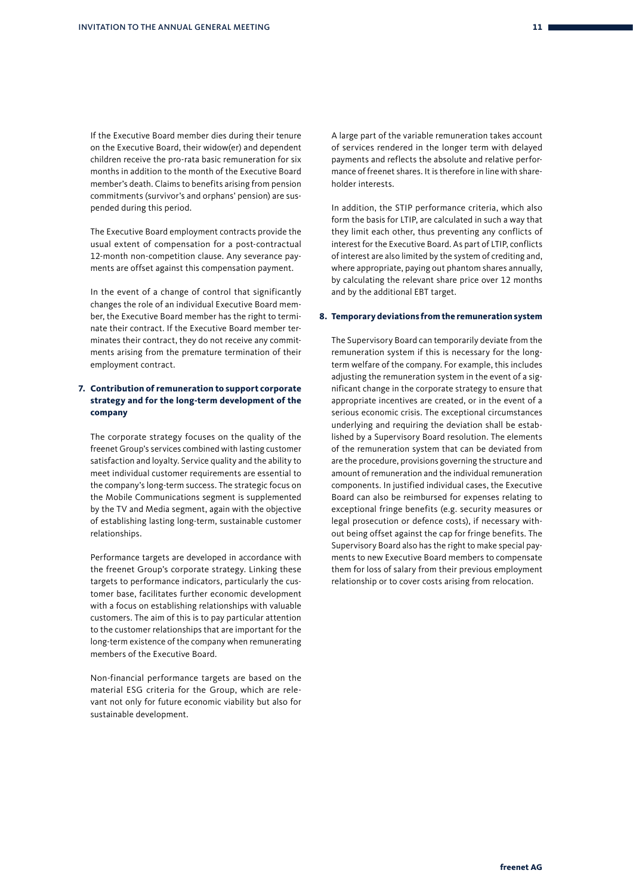If the Executive Board member dies during their tenure on the Executive Board, their widow(er) and dependent children receive the pro-rata basic remuneration for six months in addition to the month of the Executive Board member's death. Claims to benefits arising from pension commitments (survivor's and orphans' pension) are suspended during this period.

The Executive Board employment contracts provide the usual extent of compensation for a post-contractual 12-month non-competition clause. Any severance payments are offset against this compensation payment.

In the event of a change of control that significantly changes the role of an individual Executive Board member, the Executive Board member has the right to terminate their contract. If the Executive Board member terminates their contract, they do not receive any commitments arising from the premature termination of their employment contract.

## 7. Contribution of remuneration to support corporate strategy and for the long-term development of the company

The corporate strategy focuses on the quality of the freenet Group's services combined with lasting customer satisfaction and loyalty. Service quality and the ability to meet individual customer requirements are essential to the company's long-term success. The strategic focus on the Mobile Communications segment is supplemented by the TV and Media segment, again with the objective of establishing lasting long-term, sustainable customer relationships.

Performance targets are developed in accordance with the freenet Group's corporate strategy. Linking these targets to performance indicators, particularly the customer base, facilitates further economic development with a focus on establishing relationships with valuable customers. The aim of this is to pay particular attention to the customer relationships that are important for the long-term existence of the company when remunerating members of the Executive Board.

Non-financial performance targets are based on the material ESG criteria for the Group, which are relevant not only for future economic viability but also for sustainable development.

A large part of the variable remuneration takes account of services rendered in the longer term with delayed payments and reflects the absolute and relative performance of freenet shares. It is therefore in line with shareholder interests.

In addition, the STIP performance criteria, which also form the basis for LTIP, are calculated in such a way that they limit each other, thus preventing any conflicts of interest for the Executive Board. As part of LTIP, conflicts of interest are also limited by the system of crediting and, where appropriate, paying out phantom shares annually, by calculating the relevant share price over 12 months and by the additional EBT target.

## 8. Temporary deviations from the remuneration system

The Supervisory Board can temporarily deviate from the remuneration system if this is necessary for the long-term welfare of the company. For example, this includes adjusting the remuneration system in the event of a significant change in the corporate strategy to ensure that appropriate incentives are created, or in the event of a serious economic crisis. The exceptional circumstances underlying and requiring the deviation shall be established by a Supervisory Board resolution. The elements of the remuneration system that can be deviated from are the procedure, provisions governing the structure and amount of remuneration and the individual remuneration components. In justified individual cases, the Executive Board can also be reimbursed for expenses relating to exceptional fringe benefits (e.g. security measures or legal prosecution or defence costs), if necessary without being offset against the cap for fringe benefits. The Supervisory Board also has the right to make special payments to new Executive Board members to compensate them for loss of salary from their previous employment relationship or to cover costs arising from relocation.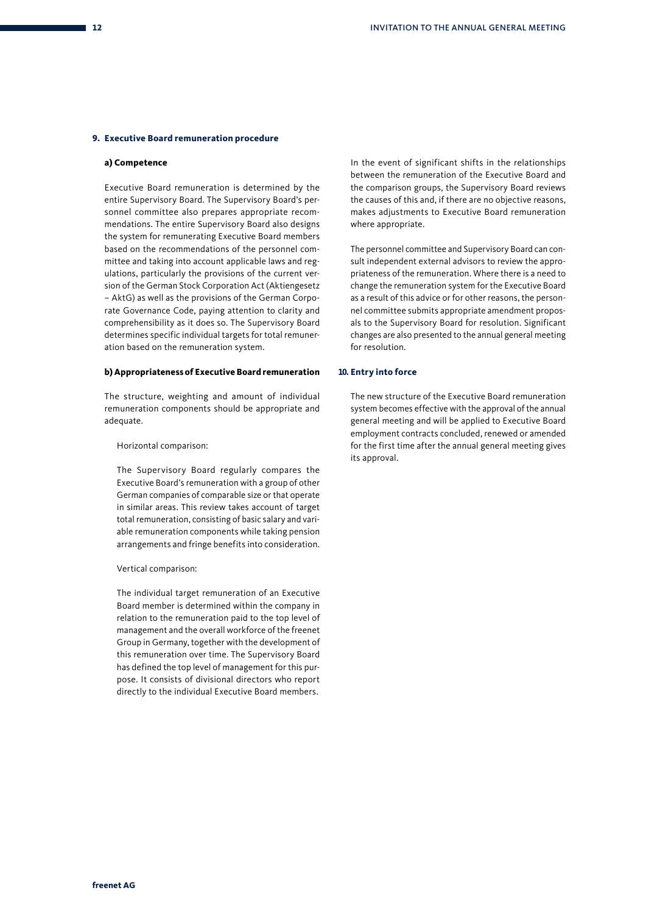## 9. Executive Board remuneration procedure

### a) Competence

Executive Board remuneration is determined by the entire Supervisory Board. The Supervisory Board's personnel committee also prepares appropriate recommendations. The entire Supervisory Board also designs the system for remunerating Executive Board members based on the recommendations of the personnel committee and taking into account applicable laws and regulations, particularly the provisions of the current version of the German Stock Corporation Act (Aktiengesetz – AktG) as well as the provisions of the German Corporate Governance Code, paying attention to clarity and comprehensibility as it does so. The Supervisory Board determines specific individual targets for total remuneration based on the remuneration system.

### b) Appropriateness of Executive Board remuneration

The structure, weighting and amount of individual remuneration components should be appropriate and adequate.

Horizontal comparison:

The Supervisory Board regularly compares the Executive Board's remuneration with a group of other German companies of comparable size or that operate in similar areas. This review takes account of target total remuneration, consisting of basic salary and variable remuneration components while taking pension arrangements and fringe benefits into consideration.

Vertical comparison:

The individual target remuneration of an Executive Board member is determined within the company in relation to the remuneration paid to the top level of management and the overall workforce of the freenet Group in Germany, together with the development of this remuneration over time. The Supervisory Board has defined the top level of management for this purpose. It consists of divisional directors who report directly to the individual Executive Board members.

In the event of significant shifts in the relationships between the remuneration of the Executive Board and the comparison groups, the Supervisory Board reviews the causes of this and, if there are no objective reasons, makes adjustments to Executive Board remuneration where appropriate.

The personnel committee and Supervisory Board can consult independent external advisors to review the appropriateness of the remuneration. Where there is a need to change the remuneration system for the Executive Board as a result of this advice or for other reasons, the personnel committee submits appropriate amendment proposals to the Supervisory Board for resolution. Significant changes are also presented to the annual general meeting for resolution.

## 10. Entry into force

The new structure of the Executive Board remuneration system becomes effective with the approval of the annual general meeting and will be applied to Executive Board employment contracts concluded, renewed or amended for the first time after the annual general meeting gives its approval.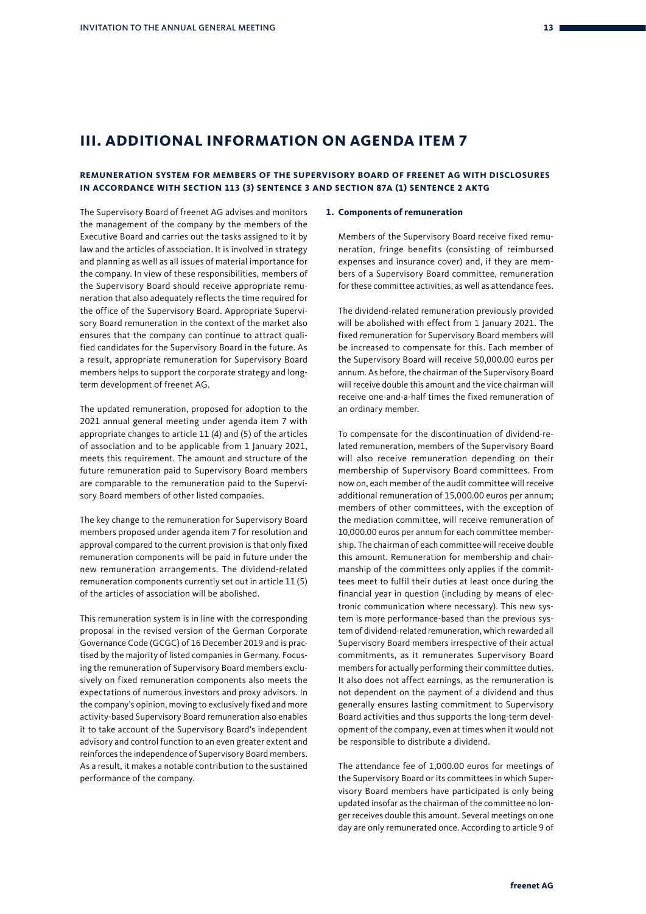## III. ADDITIONAL INFORMATION ON AGENDA ITEM 7

### REMUNERATION SYSTEM FOR MEMBERS OF THE SUPERVISORY BOARD OF FREENET AG WITH DISCLOSURES IN ACCORDANCE WITH SECTION 113 (3) SENTENCE 3 AND SECTION 87A (1) SENTENCE 2 AKTG

The Supervisory Board of freenet AG advises and monitors the management of the company by the members of the Executive Board and carries out the tasks assigned to it by law and the articles of association. It is involved in strategy and planning as well as all issues of material importance for the company. In view of these responsibilities, members of the Supervisory Board should receive appropriate remuneration that also adequately reflects the time required for the office of the Supervisory Board. Appropriate Supervisory Board remuneration in the context of the market also ensures that the company can continue to attract qualified candidates for the Supervisory Board in the future. As a result, appropriate remuneration for Supervisory Board members helps to support the corporate strategy and long-term development of freenet AG.

The updated remuneration, proposed for adoption to the 2021 annual general meeting under agenda item 7 with appropriate changes to article 11 (4) and (5) of the articles of association and to be applicable from 1 January 2021, meets this requirement. The amount and structure of the future remuneration paid to Supervisory Board members are comparable to the remuneration paid to the Supervisory Board members of other listed companies.

The key change to the remuneration for Supervisory Board members proposed under agenda item 7 for resolution and approval compared to the current provision is that only fixed remuneration components will be paid in future under the new remuneration arrangements. The dividend-related remuneration components currently set out in article 11 (5) of the articles of association will be abolished.

This remuneration system is in line with the corresponding proposal in the revised version of the German Corporate Governance Code (GCGC) of 16 December 2019 and is practised by the majority of listed companies in Germany. Focusing the remuneration of Supervisory Board members exclusively on fixed remuneration components also meets the expectations of numerous investors and proxy advisors. In the company's opinion, moving to exclusively fixed and more activity-based Supervisory Board remuneration also enables it to take account of the Supervisory Board's independent advisory and control function to an even greater extent and reinforces the independence of Supervisory Board members. As a result, it makes a notable contribution to the sustained performance of the company.

**1. Components of remuneration**

Members of the Supervisory Board receive fixed remuneration, fringe benefits (consisting of reimbursed expenses and insurance cover) and, if they are members of a Supervisory Board committee, remuneration for these committee activities, as well as attendance fees.

The dividend-related remuneration previously provided will be abolished with effect from 1 January 2021. The fixed remuneration for Supervisory Board members will be increased to compensate for this. Each member of the Supervisory Board will receive 50,000.00 euros per annum. As before, the chairman of the Supervisory Board will receive double this amount and the vice chairman will receive one-and-a-half times the fixed remuneration of an ordinary member.

To compensate for the discontinuation of dividend-related remuneration, members of the Supervisory Board will also receive remuneration depending on their membership of Supervisory Board committees. From now on, each member of the audit committee will receive additional remuneration of 15,000.00 euros per annum; members of other committees, with the exception of the mediation committee, will receive remuneration of 10,000.00 euros per annum for each committee membership. The chairman of each committee will receive double this amount. Remuneration for membership and chairmanship of the committees only applies if the committees meet to fulfil their duties at least once during the financial year in question (including by means of electronic communication where necessary). This new system is more performance-based than the previous system of dividend-related remuneration, which rewarded all Supervisory Board members irrespective of their actual commitments, as it remunerates Supervisory Board members for actually performing their committee duties. It also does not affect earnings, as the remuneration is not dependent on the payment of a dividend and thus generally ensures lasting commitment to Supervisory Board activities and thus supports the long-term development of the company, even at times when it would not be responsible to distribute a dividend.

The attendance fee of 1,000.00 euros for meetings of the Supervisory Board or its committees in which Supervisory Board members have participated is only being updated insofar as the chairman of the committee no longer receives double this amount. Several meetings on one day are only remunerated once. According to article 9 of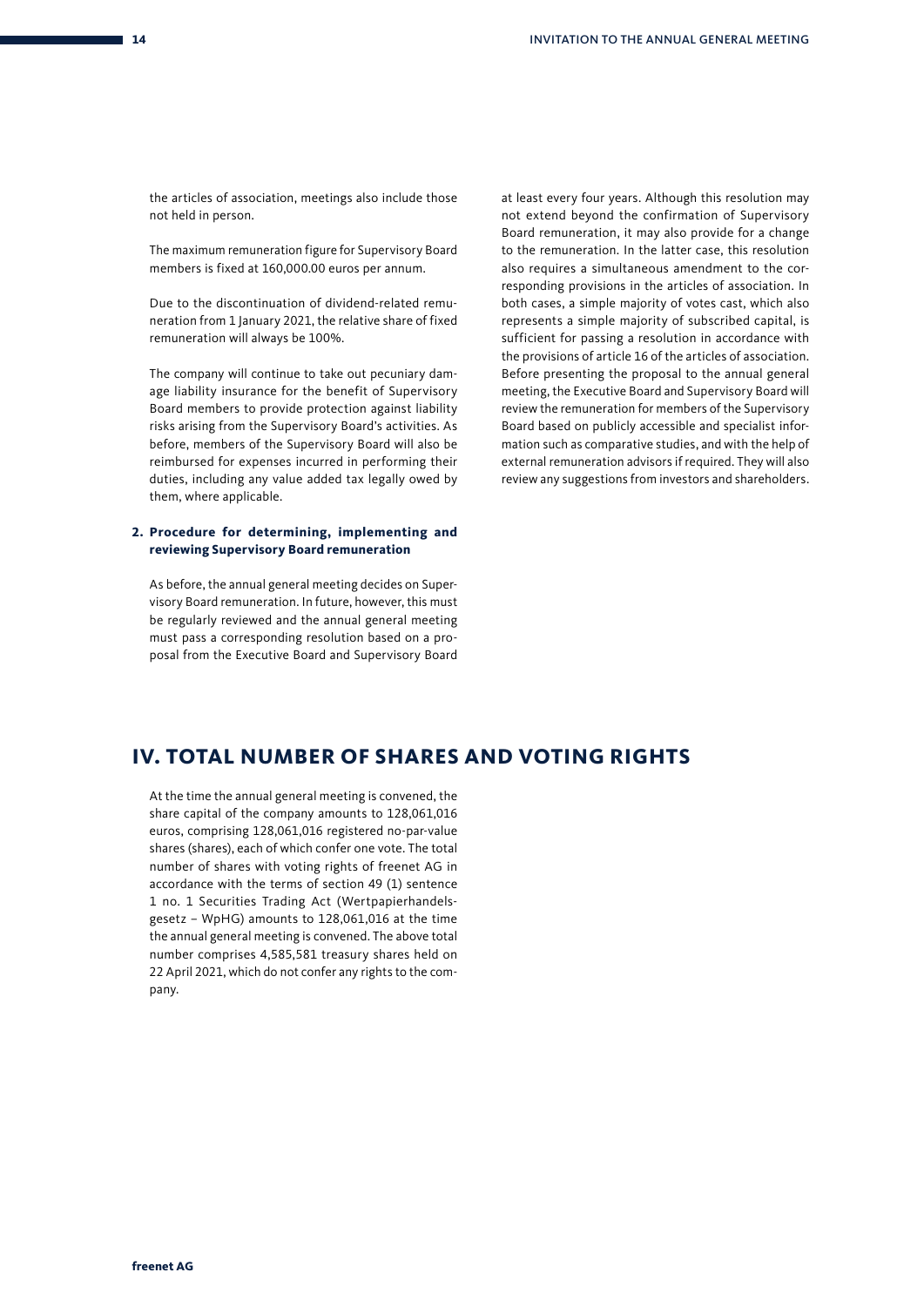the articles of association, meetings also include those not held in person.

The maximum remuneration figure for Supervisory Board members is fixed at 160,000.00 euros per annum.

Due to the discontinuation of dividend-related remuneration from 1 January 2021, the relative share of fixed remuneration will always be 100%.

The company will continue to take out pecuniary damage liability insurance for the benefit of Supervisory Board members to provide protection against liability risks arising from the Supervisory Board's activities. As before, members of the Supervisory Board will also be reimbursed for expenses incurred in performing their duties, including any value added tax legally owed by them, where applicable.

**2. Procedure for determining, implementing and reviewing Supervisory Board remuneration**

As before, the annual general meeting decides on Supervisory Board remuneration. In future, however, this must be regularly reviewed and the annual general meeting must pass a corresponding resolution based on a proposal from the Executive Board and Supervisory Board at least every four years. Although this resolution may not extend beyond the confirmation of Supervisory Board remuneration, it may also provide for a change to the remuneration. In the latter case, this resolution also requires a simultaneous amendment to the corresponding provisions in the articles of association. In both cases, a simple majority of votes cast, which also represents a simple majority of subscribed capital, is sufficient for passing a resolution in accordance with the provisions of article 16 of the articles of association. Before presenting the proposal to the annual general meeting, the Executive Board and Supervisory Board will review the remuneration for members of the Supervisory Board based on publicly accessible and specialist information such as comparative studies, and with the help of external remuneration advisors if required. They will also review any suggestions from investors and shareholders.

## IV. TOTAL NUMBER OF SHARES AND VOTING RIGHTS

At the time the annual general meeting is convened, the share capital of the company amounts to 128,061,016 euros, comprising 128,061,016 registered no-par-value shares (shares), each of which confer one vote. The total number of shares with voting rights of freenet AG in accordance with the terms of section 49 (1) sentence 1 no. 1 Securities Trading Act (Wertpapierhandelsgesetz – WpHG) amounts to 128,061,016 at the time the annual general meeting is convened. The above total number comprises 4,585,581 treasury shares held on 22 April 2021, which do not confer any rights to the company.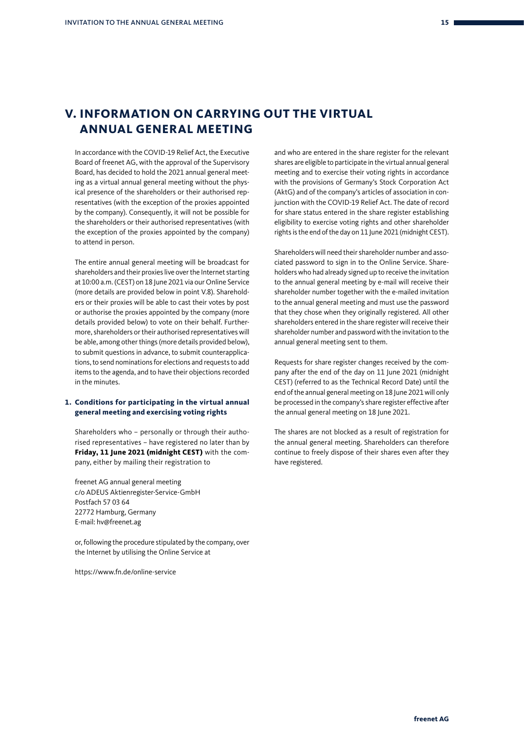# V. INFORMATION ON CARRYING OUT THE VIRTUAL ANNUAL GENERAL MEETING

In accordance with the COVID-19 Relief Act, the Executive Board of freenet AG, with the approval of the Supervisory Board, has decided to hold the 2021 annual general meeting as a virtual annual general meeting without the physical presence of the shareholders or their authorised representatives (with the exception of the proxies appointed by the company). Consequently, it will not be possible for the shareholders or their authorised representatives (with the exception of the proxies appointed by the company) to attend in person.

The entire annual general meeting will be broadcast for shareholders and their proxies live over the Internet starting at 10:00 a.m. (CEST) on 18 June 2021 via our Online Service (more details are provided below in point V.8). Shareholders or their proxies will be able to cast their votes by post or authorise the proxies appointed by the company (more details provided below) to vote on their behalf. Furthermore, shareholders or their authorised representatives will be able, among other things (more details provided below), to submit questions in advance, to submit counterapplications, to send nominations for elections and requests to add items to the agenda, and to have their objections recorded in the minutes.

## 1. Conditions for participating in the virtual annual general meeting and exercising voting rights

Shareholders who – personally or through their authorised representatives – have registered no later than by **Friday, 11 June 2021 (midnight CEST)** with the company, either by mailing their registration to

freenet AG annual general meeting
c/o ADEUS Aktienregister-Service-GmbH
Postfach 57 03 64
22772 Hamburg, Germany
E-mail: hv@freenet.ag

or, following the procedure stipulated by the company, over the Internet by utilising the Online Service at

https://www.fn.de/online-service

and who are entered in the share register for the relevant shares are eligible to participate in the virtual annual general meeting and to exercise their voting rights in accordance with the provisions of Germany's Stock Corporation Act (AktG) and of the company's articles of association in conjunction with the COVID-19 Relief Act. The date of record for share status entered in the share register establishing eligibility to exercise voting rights and other shareholder rights is the end of the day on 11 June 2021 (midnight CEST).

Shareholders will need their shareholder number and associated password to sign in to the Online Service. Shareholders who had already signed up to receive the invitation to the annual general meeting by e-mail will receive their shareholder number together with the e-mailed invitation to the annual general meeting and must use the password that they chose when they originally registered. All other shareholders entered in the share register will receive their shareholder number and password with the invitation to the annual general meeting sent to them.

Requests for share register changes received by the company after the end of the day on 11 June 2021 (midnight CEST) (referred to as the Technical Record Date) until the end of the annual general meeting on 18 June 2021 will only be processed in the company's share register effective after the annual general meeting on 18 June 2021.

The shares are not blocked as a result of registration for the annual general meeting. Shareholders can therefore continue to freely dispose of their shares even after they have registered.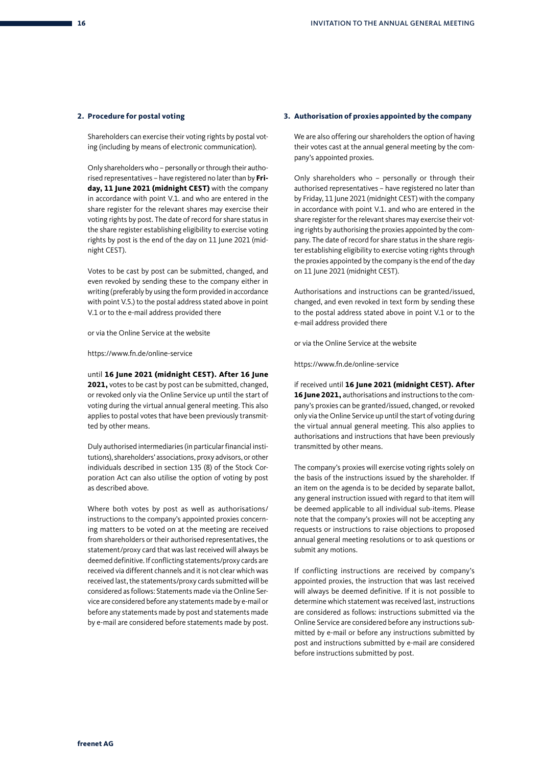## 2. Procedure for postal voting

Shareholders can exercise their voting rights by postal voting (including by means of electronic communication).

Only shareholders who – personally or through their authorised representatives – have registered no later than by **Friday, 11 June 2021 (midnight CEST)** with the company in accordance with point V.1. and who are entered in the share register for the relevant shares may exercise their voting rights by post. The date of record for share status in the share register establishing eligibility to exercise voting rights by post is the end of the day on 11 June 2021 (midnight CEST).

Votes to be cast by post can be submitted, changed, and even revoked by sending these to the company either in writing (preferably by using the form provided in accordance with point V.5.) to the postal address stated above in point V.1 or to the e-mail address provided there

or via the Online Service at the website

https://www.fn.de/online-service

until **16 June 2021 (midnight CEST). After 16 June 2021,** votes to be cast by post can be submitted, changed, or revoked only via the Online Service up until the start of voting during the virtual annual general meeting. This also applies to postal votes that have been previously transmitted by other means.

Duly authorised intermediaries (in particular financial institutions), shareholders' associations, proxy advisors, or other individuals described in section 135 (8) of the Stock Corporation Act can also utilise the option of voting by post as described above.

Where both votes by post as well as authorisations/instructions to the company's appointed proxies concerning matters to be voted on at the meeting are received from shareholders or their authorised representatives, the statement/proxy card that was last received will always be deemed definitive. If conflicting statements/proxy cards are received via different channels and it is not clear which was received last, the statements/proxy cards submitted will be considered as follows: Statements made via the Online Service are considered before any statements made by e-mail or before any statements made by post and statements made by e-mail are considered before statements made by post.

## 3. Authorisation of proxies appointed by the company

We are also offering our shareholders the option of having their votes cast at the annual general meeting by the company's appointed proxies.

Only shareholders who – personally or through their authorised representatives – have registered no later than by Friday, 11 June 2021 (midnight CEST) with the company in accordance with point V.1. and who are entered in the share register for the relevant shares may exercise their voting rights by authorising the proxies appointed by the company. The date of record for share status in the share register establishing eligibility to exercise voting rights through the proxies appointed by the company is the end of the day on 11 June 2021 (midnight CEST).

Authorisations and instructions can be granted/issued, changed, and even revoked in text form by sending these to the postal address stated above in point V.1 or to the e-mail address provided there

or via the Online Service at the website

https://www.fn.de/online-service

if received until **16 June 2021 (midnight CEST). After 16 June 2021,** authorisations and instructions to the company's proxies can be granted/issued, changed, or revoked only via the Online Service up until the start of voting during the virtual annual general meeting. This also applies to authorisations and instructions that have been previously transmitted by other means.

The company's proxies will exercise voting rights solely on the basis of the instructions issued by the shareholder. If an item on the agenda is to be decided by separate ballot, any general instruction issued with regard to that item will be deemed applicable to all individual sub-items. Please note that the company's proxies will not be accepting any requests or instructions to raise objections to proposed annual general meeting resolutions or to ask questions or submit any motions.

If conflicting instructions are received by company's appointed proxies, the instruction that was last received will always be deemed definitive. If it is not possible to determine which statement was received last, instructions are considered as follows: instructions submitted via the Online Service are considered before any instructions submitted by e-mail or before any instructions submitted by post and instructions submitted by e-mail are considered before instructions submitted by post.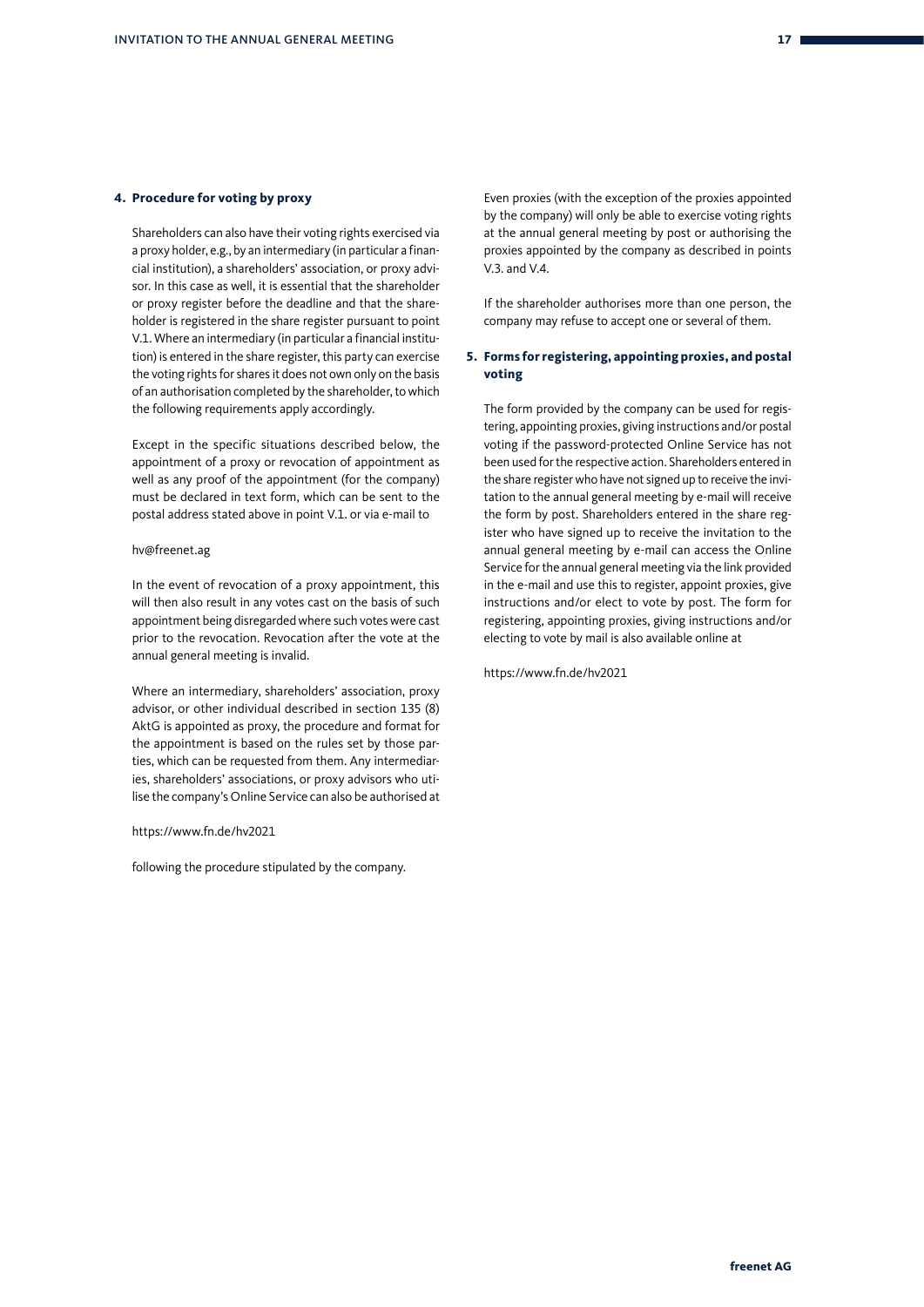## 4. Procedure for voting by proxy

Shareholders can also have their voting rights exercised via a proxy holder, e.g., by an intermediary (in particular a financial institution), a shareholders' association, or proxy advisor. In this case as well, it is essential that the shareholder or proxy register before the deadline and that the shareholder is registered in the share register pursuant to point V.1. Where an intermediary (in particular a financial institution) is entered in the share register, this party can exercise the voting rights for shares it does not own only on the basis of an authorisation completed by the shareholder, to which the following requirements apply accordingly.

Except in the specific situations described below, the appointment of a proxy or revocation of appointment as well as any proof of the appointment (for the company) must be declared in text form, which can be sent to the postal address stated above in point V.1. or via e-mail to

hv@freenet.ag

In the event of revocation of a proxy appointment, this will then also result in any votes cast on the basis of such appointment being disregarded where such votes were cast prior to the revocation. Revocation after the vote at the annual general meeting is invalid.

Where an intermediary, shareholders' association, proxy advisor, or other individual described in section 135 (8) AktG is appointed as proxy, the procedure and format for the appointment is based on the rules set by those parties, which can be requested from them. Any intermediaries, shareholders' associations, or proxy advisors who utilise the company's Online Service can also be authorised at

https://www.fn.de/hv2021

following the procedure stipulated by the company.

Even proxies (with the exception of the proxies appointed by the company) will only be able to exercise voting rights at the annual general meeting by post or authorising the proxies appointed by the company as described in points V.3. and V.4.

If the shareholder authorises more than one person, the company may refuse to accept one or several of them.

## 5. Forms for registering, appointing proxies, and postal voting

The form provided by the company can be used for registering, appointing proxies, giving instructions and/or postal voting if the password-protected Online Service has not been used for the respective action. Shareholders entered in the share register who have not signed up to receive the invitation to the annual general meeting by e-mail will receive the form by post. Shareholders entered in the share register who have signed up to receive the invitation to the annual general meeting by e-mail can access the Online Service for the annual general meeting via the link provided in the e-mail and use this to register, appoint proxies, give instructions and/or elect to vote by post. The form for registering, appointing proxies, giving instructions and/or electing to vote by mail is also available online at

https://www.fn.de/hv2021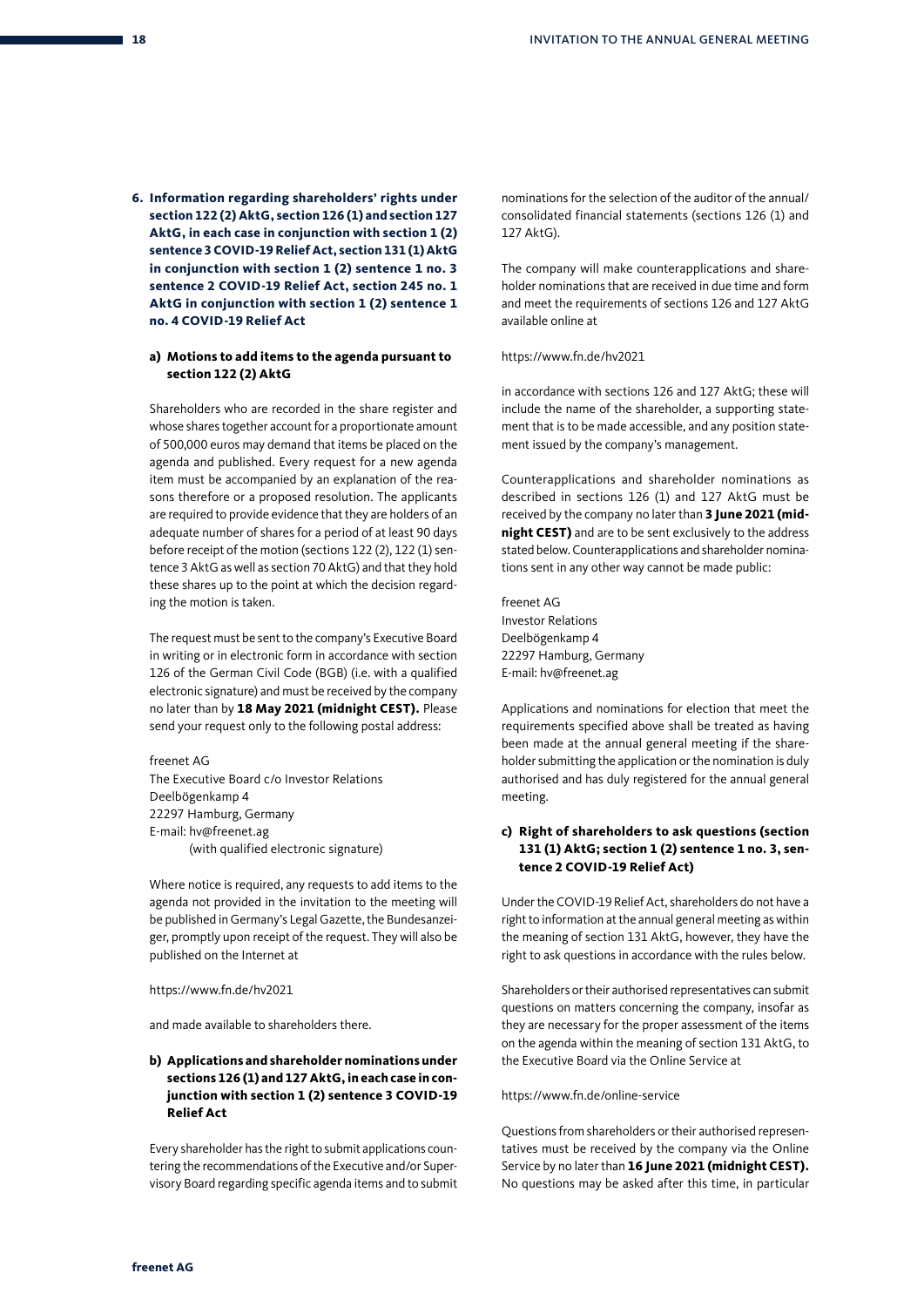## 6. Information regarding shareholders' rights under section 122 (2) AktG, section 126 (1) and section 127 AktG, in each case in conjunction with section 1 (2) sentence 3 COVID-19 Relief Act, section 131 (1) AktG in conjunction with section 1 (2) sentence 1 no. 3 sentence 2 COVID-19 Relief Act, section 245 no. 1 AktG in conjunction with section 1 (2) sentence 1 no. 4 COVID-19 Relief Act

### a) Motions to add items to the agenda pursuant to section 122 (2) AktG

Shareholders who are recorded in the share register and whose shares together account for a proportionate amount of 500,000 euros may demand that items be placed on the agenda and published. Every request for a new agenda item must be accompanied by an explanation of the reasons therefore or a proposed resolution. The applicants are required to provide evidence that they are holders of an adequate number of shares for a period of at least 90 days before receipt of the motion (sections 122 (2), 122 (1) sentence 3 AktG as well as section 70 AktG) and that they hold these shares up to the point at which the decision regarding the motion is taken.

The request must be sent to the company's Executive Board in writing or in electronic form in accordance with section 126 of the German Civil Code (BGB) (i.e. with a qualified electronic signature) and must be received by the company no later than by **18 May 2021 (midnight CEST).** Please send your request only to the following postal address:

freenet AG
The Executive Board c/o Investor Relations
Deelbögenkamp 4
22297 Hamburg, Germany
E-mail: hv@freenet.ag
(with qualified electronic signature)

Where notice is required, any requests to add items to the agenda not provided in the invitation to the meeting will be published in Germany's Legal Gazette, the Bundesanzeiger, promptly upon receipt of the request. They will also be published on the Internet at

https://www.fn.de/hv2021

and made available to shareholders there.

### b) Applications and shareholder nominations under sections 126 (1) and 127 AktG, in each case in conjunction with section 1 (2) sentence 3 COVID-19 Relief Act

Every shareholder has the right to submit applications countering the recommendations of the Executive and/or Supervisory Board regarding specific agenda items and to submit nominations for the selection of the auditor of the annual/consolidated financial statements (sections 126 (1) and 127 AktG).

The company will make counterapplications and shareholder nominations that are received in due time and form and meet the requirements of sections 126 and 127 AktG available online at

https://www.fn.de/hv2021

in accordance with sections 126 and 127 AktG; these will include the name of the shareholder, a supporting statement that is to be made accessible, and any position statement issued by the company's management.

Counterapplications and shareholder nominations as described in sections 126 (1) and 127 AktG must be received by the company no later than **3 June 2021 (midnight CEST)** and are to be sent exclusively to the address stated below. Counterapplications and shareholder nominations sent in any other way cannot be made public:

freenet AG
Investor Relations
Deelbögenkamp 4
22297 Hamburg, Germany
E-mail: hv@freenet.ag

Applications and nominations for election that meet the requirements specified above shall be treated as having been made at the annual general meeting if the shareholder submitting the application or the nomination is duly authorised and has duly registered for the annual general meeting.

### c) Right of shareholders to ask questions (section 131 (1) AktG; section 1 (2) sentence 1 no. 3, sentence 2 COVID-19 Relief Act)

Under the COVID-19 Relief Act, shareholders do not have a right to information at the annual general meeting as within the meaning of section 131 AktG, however, they have the right to ask questions in accordance with the rules below.

Shareholders or their authorised representatives can submit questions on matters concerning the company, insofar as they are necessary for the proper assessment of the items on the agenda within the meaning of section 131 AktG, to the Executive Board via the Online Service at

https://www.fn.de/online-service

Questions from shareholders or their authorised representatives must be received by the company via the Online Service by no later than **16 June 2021 (midnight CEST).** No questions may be asked after this time, in particular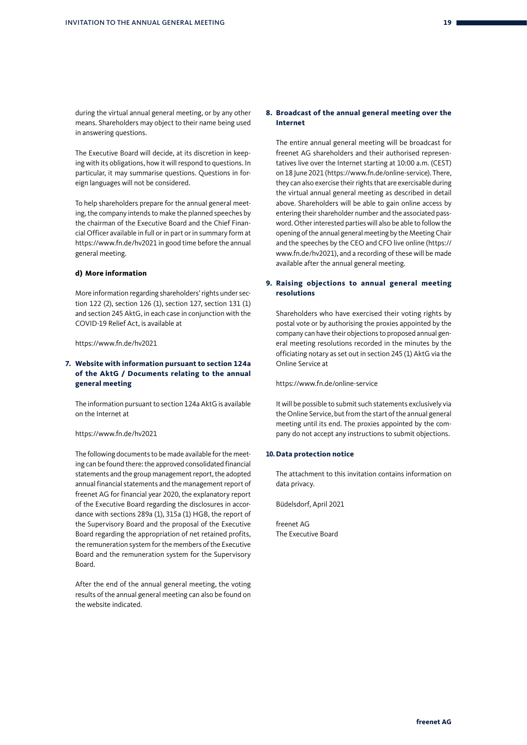during the virtual annual general meeting, or by any other means. Shareholders may object to their name being used in answering questions.

The Executive Board will decide, at its discretion in keeping with its obligations, how it will respond to questions. In particular, it may summarise questions. Questions in foreign languages will not be considered.

To help shareholders prepare for the annual general meeting, the company intends to make the planned speeches by the chairman of the Executive Board and the Chief Financial Officer available in full or in part or in summary form at https://www.fn.de/hv2021 in good time before the annual general meeting.

#### d) More information

More information regarding shareholders' rights under section 122 (2), section 126 (1), section 127, section 131 (1) and section 245 AktG, in each case in conjunction with the COVID-19 Relief Act, is available at

https://www.fn.de/hv2021

### 7. Website with information pursuant to section 124a of the AktG / Documents relating to the annual general meeting

The information pursuant to section 124a AktG is available on the Internet at

https://www.fn.de/hv2021

The following documents to be made available for the meeting can be found there: the approved consolidated financial statements and the group management report, the adopted annual financial statements and the management report of freenet AG for financial year 2020, the explanatory report of the Executive Board regarding the disclosures in accordance with sections 289a (1), 315a (1) HGB, the report of the Supervisory Board and the proposal of the Executive Board regarding the appropriation of net retained profits, the remuneration system for the members of the Executive Board and the remuneration system for the Supervisory Board.

After the end of the annual general meeting, the voting results of the annual general meeting can also be found on the website indicated.

### 8. Broadcast of the annual general meeting over the Internet

The entire annual general meeting will be broadcast for freenet AG shareholders and their authorised representatives live over the Internet starting at 10:00 a.m. (CEST) on 18 June 2021 (https://www.fn.de/online-service). There, they can also exercise their rights that are exercisable during the virtual annual general meeting as described in detail above. Shareholders will be able to gain online access by entering their shareholder number and the associated password. Other interested parties will also be able to follow the opening of the annual general meeting by the Meeting Chair and the speeches by the CEO and CFO live online (https://www.fn.de/hv2021), and a recording of these will be made available after the annual general meeting.

### 9. Raising objections to annual general meeting resolutions

Shareholders who have exercised their voting rights by postal vote or by authorising the proxies appointed by the company can have their objections to proposed annual general meeting resolutions recorded in the minutes by the officiating notary as set out in section 245 (1) AktG via the Online Service at

https://www.fn.de/online-service

It will be possible to submit such statements exclusively via the Online Service, but from the start of the annual general meeting until its end. The proxies appointed by the company do not accept any instructions to submit objections.

### 10. Data protection notice

The attachment to this invitation contains information on data privacy.

Büdelsdorf, April 2021

freenet AG
The Executive Board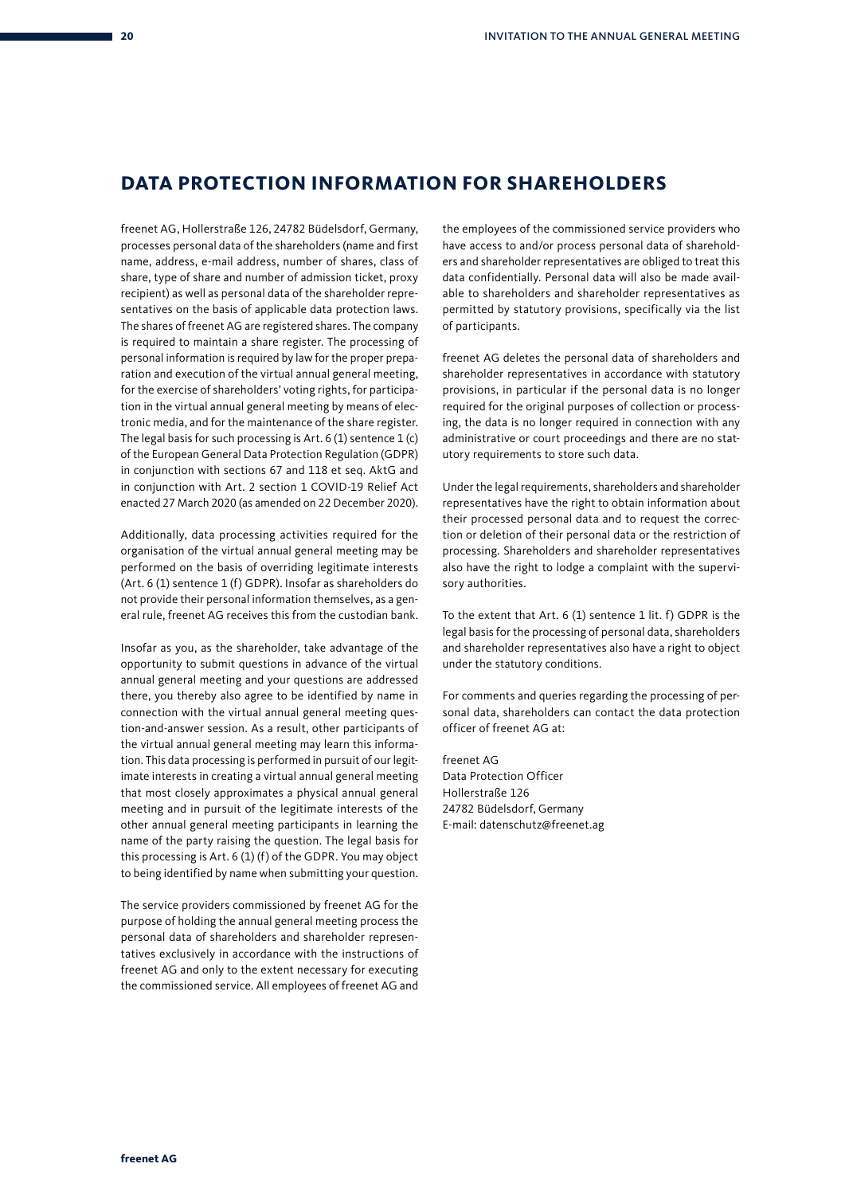## DATA PROTECTION INFORMATION FOR SHAREHOLDERS

freenet AG, Hollerstraße 126, 24782 Büdelsdorf, Germany, processes personal data of the shareholders (name and first name, address, e-mail address, number of shares, class of share, type of share and number of admission ticket, proxy recipient) as well as personal data of the shareholder representatives on the basis of applicable data protection laws. The shares of freenet AG are registered shares. The company is required to maintain a share register. The processing of personal information is required by law for the proper preparation and execution of the virtual annual general meeting, for the exercise of shareholders' voting rights, for participation in the virtual annual general meeting by means of electronic media, and for the maintenance of the share register. The legal basis for such processing is Art. 6 (1) sentence 1 (c) of the European General Data Protection Regulation (GDPR) in conjunction with sections 67 and 118 et seq. AktG and in conjunction with Art. 2 section 1 COVID-19 Relief Act enacted 27 March 2020 (as amended on 22 December 2020).

Additionally, data processing activities required for the organisation of the virtual annual general meeting may be performed on the basis of overriding legitimate interests (Art. 6 (1) sentence 1 (f) GDPR). Insofar as shareholders do not provide their personal information themselves, as a general rule, freenet AG receives this from the custodian bank.

Insofar as you, as the shareholder, take advantage of the opportunity to submit questions in advance of the virtual annual general meeting and your questions are addressed there, you thereby also agree to be identified by name in connection with the virtual annual general meeting question-and-answer session. As a result, other participants of the virtual annual general meeting may learn this information. This data processing is performed in pursuit of our legitimate interests in creating a virtual annual general meeting that most closely approximates a physical annual general meeting and in pursuit of the legitimate interests of the other annual general meeting participants in learning the name of the party raising the question. The legal basis for this processing is Art. 6 (1) (f) of the GDPR. You may object to being identified by name when submitting your question.

The service providers commissioned by freenet AG for the purpose of holding the annual general meeting process the personal data of shareholders and shareholder representatives exclusively in accordance with the instructions of freenet AG and only to the extent necessary for executing the commissioned service. All employees of freenet AG and the employees of the commissioned service providers who have access to and/or process personal data of shareholders and shareholder representatives are obliged to treat this data confidentially. Personal data will also be made available to shareholders and shareholder representatives as permitted by statutory provisions, specifically via the list of participants.

freenet AG deletes the personal data of shareholders and shareholder representatives in accordance with statutory provisions, in particular if the personal data is no longer required for the original purposes of collection or processing, the data is no longer required in connection with any administrative or court proceedings and there are no statutory requirements to store such data.

Under the legal requirements, shareholders and shareholder representatives have the right to obtain information about their processed personal data and to request the correction or deletion of their personal data or the restriction of processing. Shareholders and shareholder representatives also have the right to lodge a complaint with the supervisory authorities.

To the extent that Art. 6 (1) sentence 1 lit. f) GDPR is the legal basis for the processing of personal data, shareholders and shareholder representatives also have a right to object under the statutory conditions.

For comments and queries regarding the processing of personal data, shareholders can contact the data protection officer of freenet AG at:

freenet AG
Data Protection Officer
Hollerstraße 126
24782 Büdelsdorf, Germany
E-mail: datenschutz@freenet.ag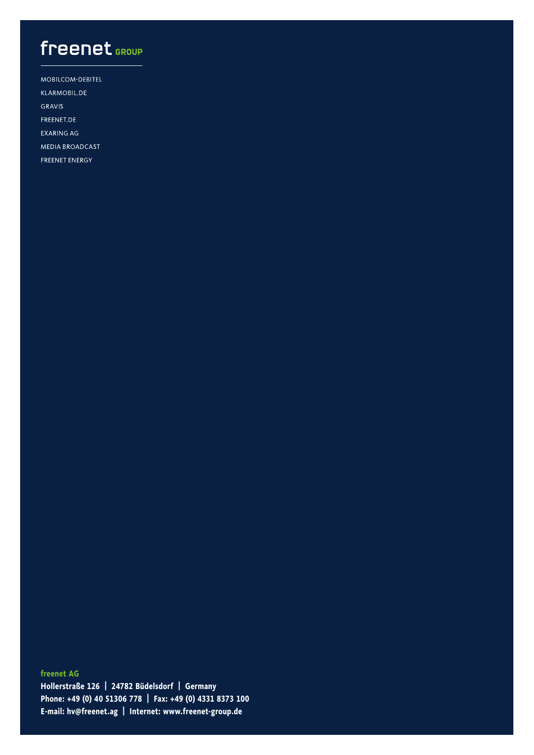freenet GROUP

MOBILCOM-DEBITEL

KLARMOBIL.DE

GRAVIS

FREENET.DE

EXARING AG

MEDIA BROADCAST

FREENET ENERGY

**freenet AG**

**Hollerstraße 126 | 24782 Büdelsdorf | Germany**

**Phone: +49 (0) 40 51306 778 | Fax: +49 (0) 4331 8373 100**

**E-mail: hv@freenet.ag | Internet: www.freenet-group.de**